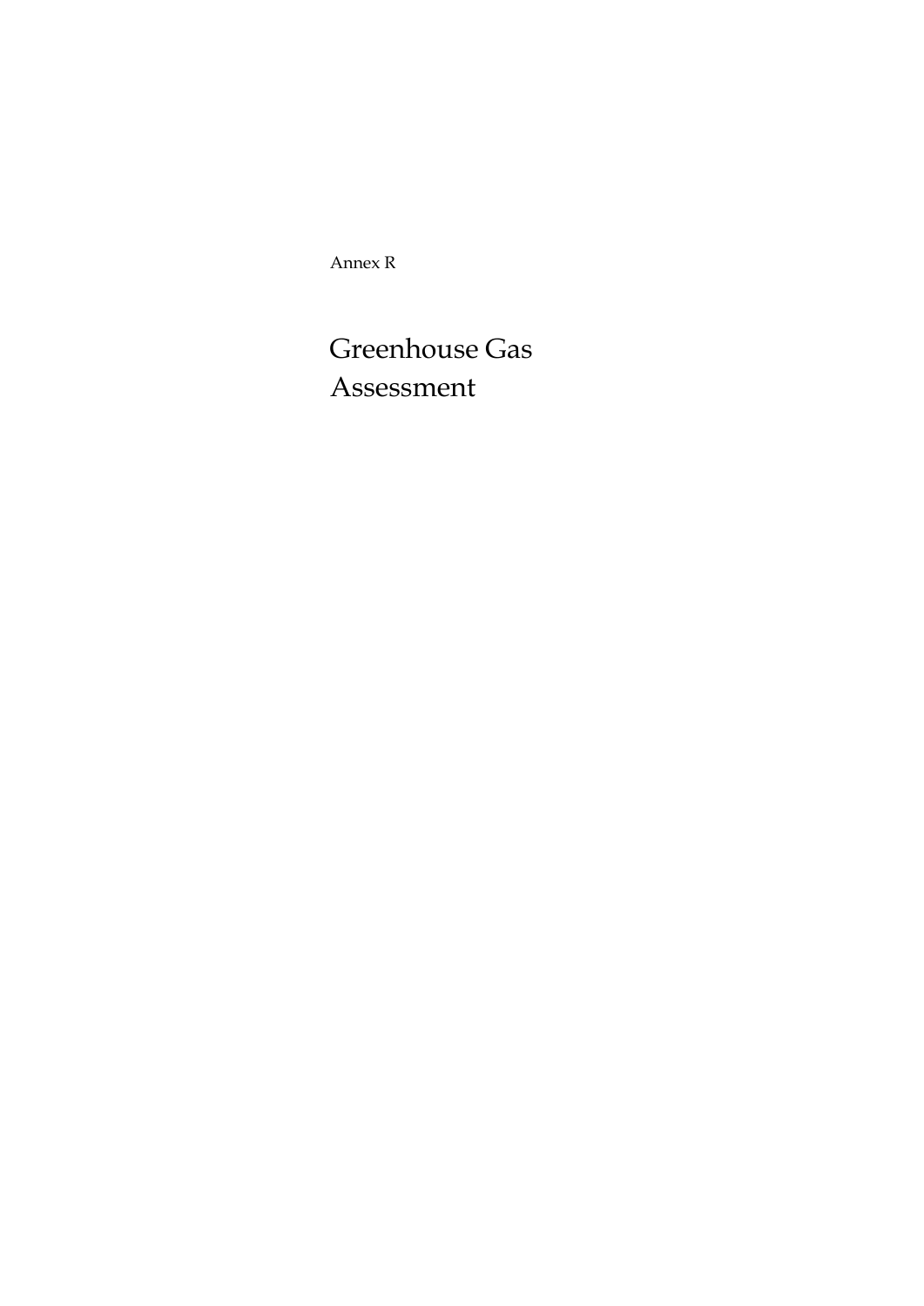Annex R

# Greenhouse Gas Assessment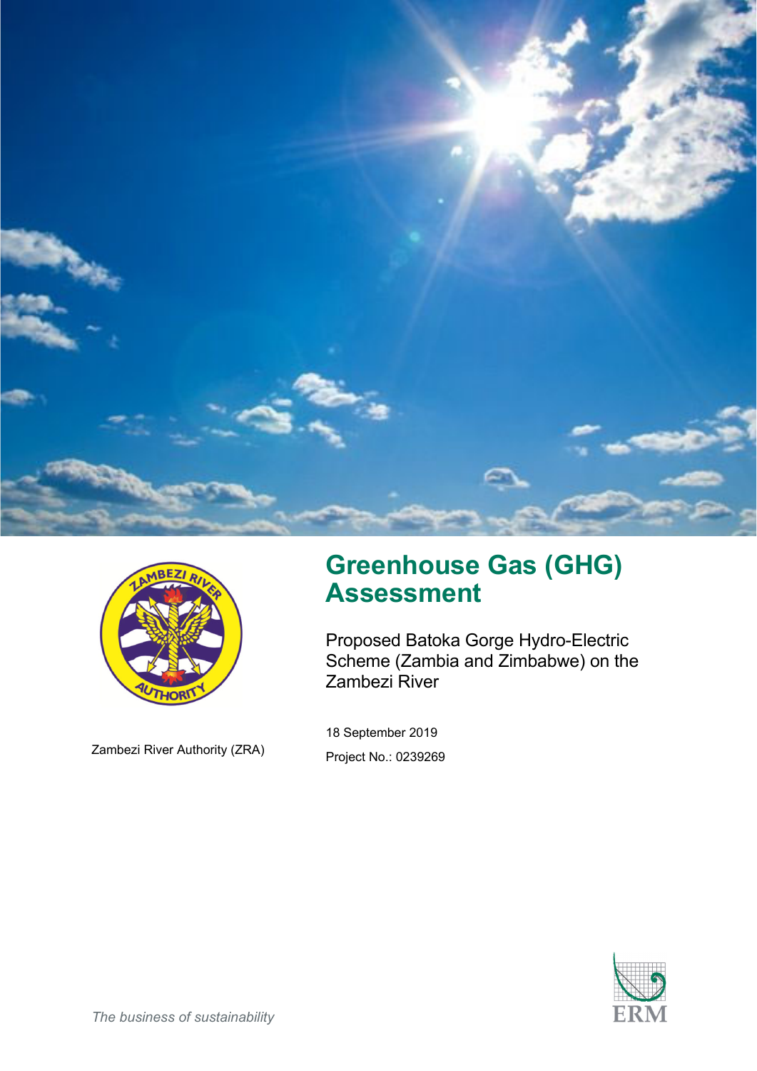# Greenhouse Gas (GHG) Assessment

Proposed Batoka Gorge Hydro-Electric Scheme (Zambia and Zimbabwe) on the Zambezi River

Zambezi River Authority (ZRA)

18 September 2019

Project No.: 0239269

*The business of sustainability*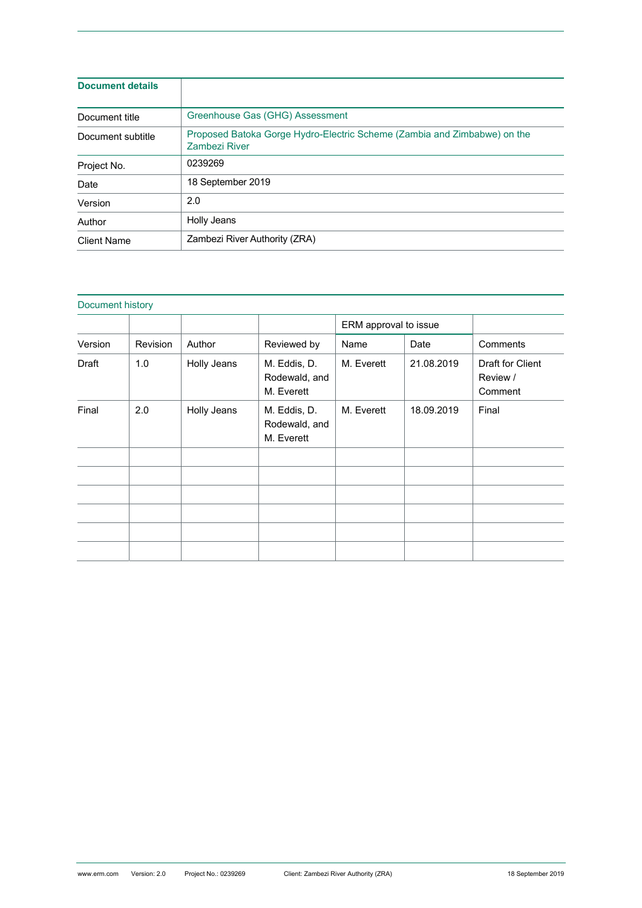| Document details | |
|---|---|
| Document title | Greenhouse Gas (GHG) Assessment |
| Document subtitle | Proposed Batoka Gorge Hydro-Electric Scheme (Zambia and Zimbabwe) on the Zambezi River |
| Project No. | 0239269 |
| Date | 18 September 2019 |
| Version | 2.0 |
| Author | Holly Jeans |
| Client Name | Zambezi River Authority (ZRA) |

Document history

| | | | | ERM approval to issue | | |
|---|---|---|---|---|---|---|
| Version | Revision | Author | Reviewed by | Name | Date | Comments |
| Draft | 1.0 | Holly Jeans | M. Eddis, D. Rodewald, and M. Everett | M. Everett | 21.08.2019 | Draft for Client Review / Comment |
| Final | 2.0 | Holly Jeans | M. Eddis, D. Rodewald, and M. Everett | M. Everett | 18.09.2019 | Final |
| | | | | | | |
| | | | | | | |
| | | | | | | |
| | | | | | | |
| | | | | | | |
| | | | | | | |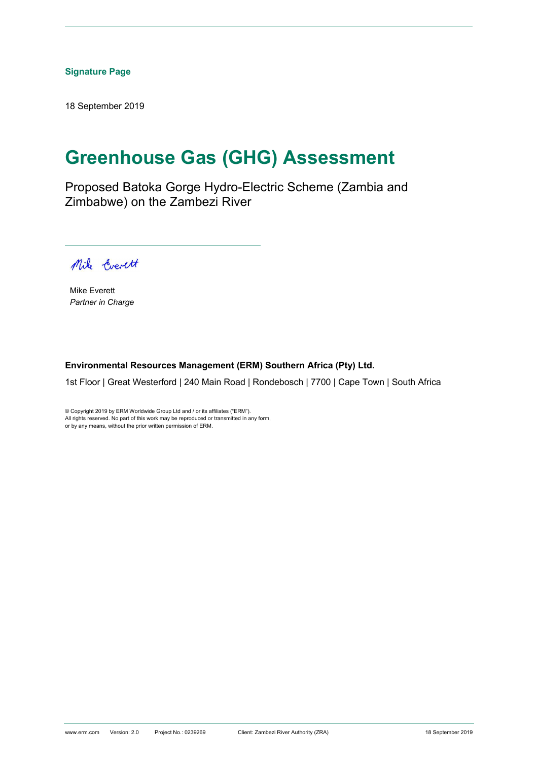**Signature Page**

18 September 2019

# Greenhouse Gas (GHG) Assessment

Proposed Batoka Gorge Hydro-Electric Scheme (Zambia and Zimbabwe) on the Zambezi River

Mike Everett

Mike Everett
*Partner in Charge*

**Environmental Resources Management (ERM) Southern Africa (Pty) Ltd.**

1st Floor | Great Westerford | 240 Main Road | Rondebosch | 7700 | Cape Town | South Africa

© Copyright 2019 by ERM Worldwide Group Ltd and / or its affiliates ("ERM").
All rights reserved. No part of this work may be reproduced or transmitted in any form, or by any means, without the prior written permission of ERM.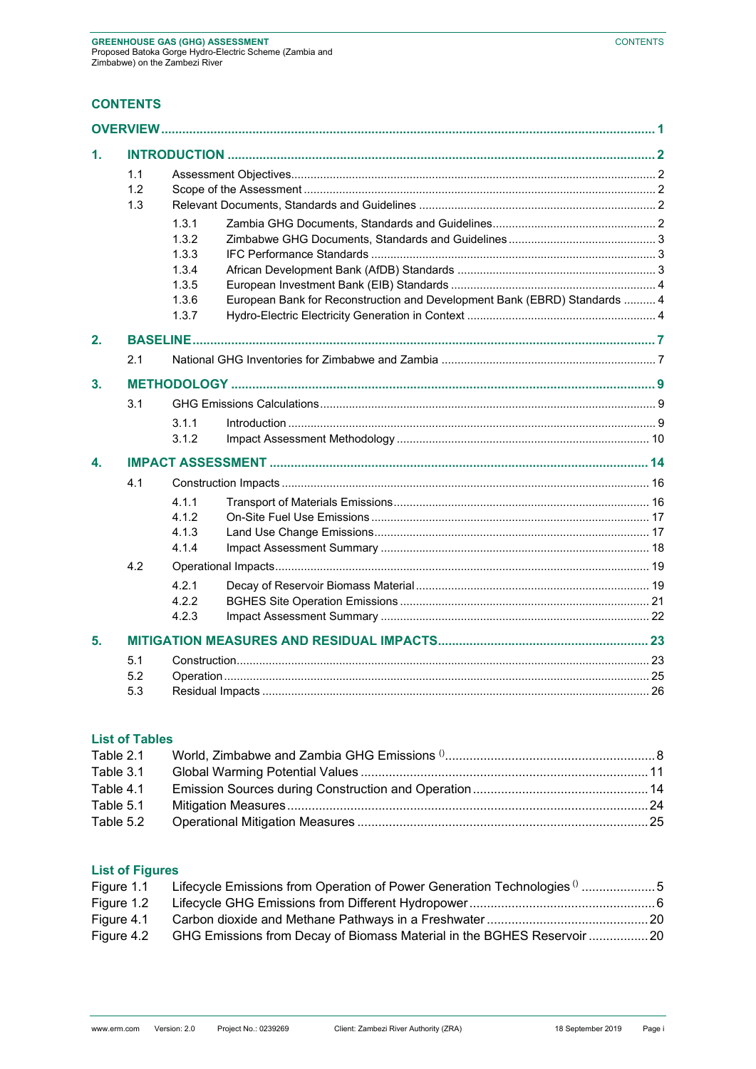## CONTENTS

| | | |
|---|---|---|
| **OVERVIEW** | | **1** |
| **1.** | **INTRODUCTION** | **2** |
| 1.1 | Assessment Objectives | 2 |
| 1.2 | Scope of the Assessment | 2 |
| 1.3 | Relevant Documents, Standards and Guidelines | 2 |
| 1.3.1 | Zambia GHG Documents, Standards and Guidelines | 2 |
| 1.3.2 | Zimbabwe GHG Documents, Standards and Guidelines | 3 |
| 1.3.3 | IFC Performance Standards | 3 |
| 1.3.4 | African Development Bank (AfDB) Standards | 3 |
| 1.3.5 | European Investment Bank (EIB) Standards | 4 |
| 1.3.6 | European Bank for Reconstruction and Development Bank (EBRD) Standards | 4 |
| 1.3.7 | Hydro-Electric Electricity Generation in Context | 4 |
| **2.** | **BASELINE** | **7** |
| 2.1 | National GHG Inventories for Zimbabwe and Zambia | 7 |
| **3.** | **METHODOLOGY** | **9** |
| 3.1 | GHG Emissions Calculations | 9 |
| 3.1.1 | Introduction | 9 |
| 3.1.2 | Impact Assessment Methodology | 10 |
| **4.** | **IMPACT ASSESSMENT** | **14** |
| 4.1 | Construction Impacts | 16 |
| 4.1.1 | Transport of Materials Emissions | 16 |
| 4.1.2 | On-Site Fuel Use Emissions | 17 |
| 4.1.3 | Land Use Change Emissions | 17 |
| 4.1.4 | Impact Assessment Summary | 18 |
| 4.2 | Operational Impacts | 19 |
| 4.2.1 | Decay of Reservoir Biomass Material | 19 |
| 4.2.2 | BGHES Site Operation Emissions | 21 |
| 4.2.3 | Impact Assessment Summary | 22 |
| **5.** | **MITIGATION MEASURES AND RESIDUAL IMPACTS** | **23** |
| 5.1 | Construction | 23 |
| 5.2 | Operation | 25 |
| 5.3 | Residual Impacts | 26 |

### List of Tables

| | | |
|---|---|---|
| Table 2.1 | World, Zimbabwe and Zambia GHG Emissions () | 8 |
| Table 3.1 | Global Warming Potential Values | 11 |
| Table 4.1 | Emission Sources during Construction and Operation | 14 |
| Table 5.1 | Mitigation Measures | 24 |
| Table 5.2 | Operational Mitigation Measures | 25 |

### List of Figures

| | | |
|---|---|---|
| Figure 1.1 | Lifecycle Emissions from Operation of Power Generation Technologies () | 5 |
| Figure 1.2 | Lifecycle GHG Emissions from Different Hydropower | 6 |
| Figure 4.1 | Carbon dioxide and Methane Pathways in a Freshwater | 20 |
| Figure 4.2 | GHG Emissions from Decay of Biomass Material in the BGHES Reservoir | 20 |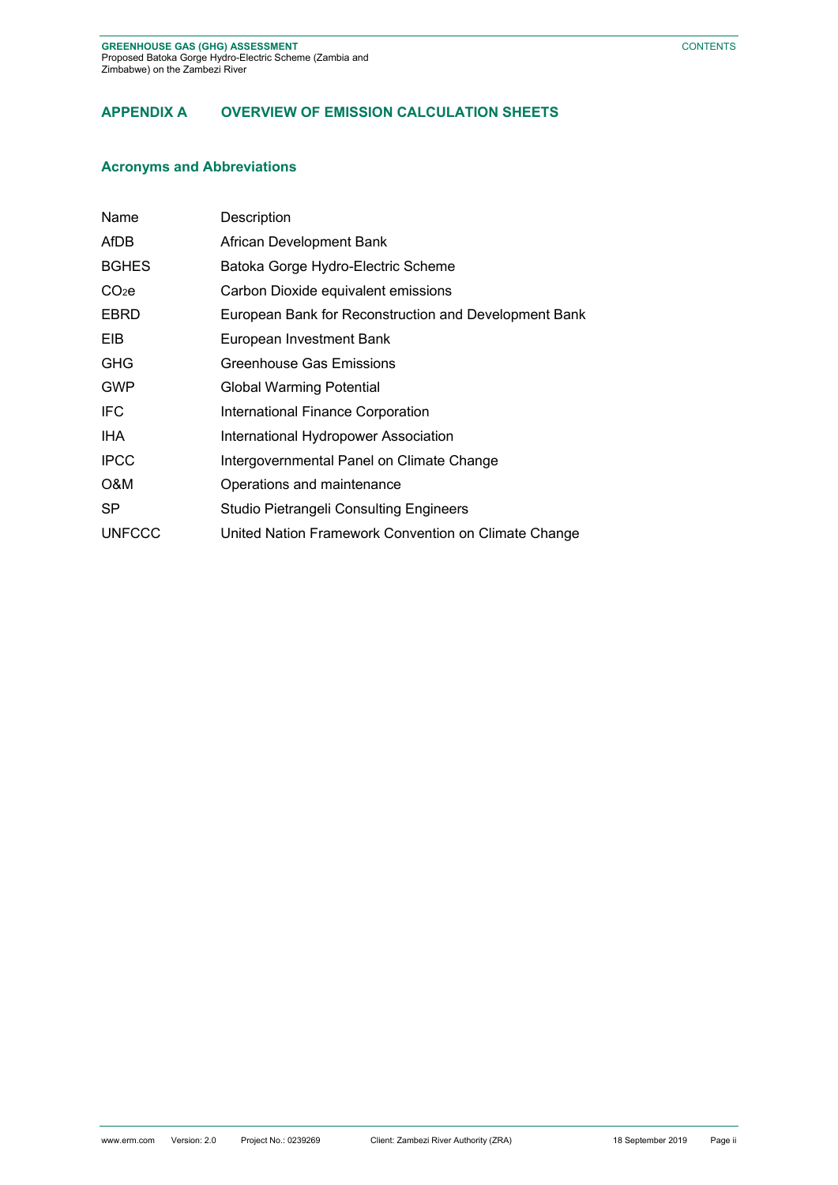## APPENDIX A OVERVIEW OF EMISSION CALCULATION SHEETS

### Acronyms and Abbreviations

| Name | Description |
|---|---|
| AfDB | African Development Bank |
| BGHES | Batoka Gorge Hydro-Electric Scheme |
| $CO_2e$ | Carbon Dioxide equivalent emissions |
| EBRD | European Bank for Reconstruction and Development Bank |
| EIB | European Investment Bank |
| GHG | Greenhouse Gas Emissions |
| GWP | Global Warming Potential |
| IFC | International Finance Corporation |
| IHA | International Hydropower Association |
| IPCC | Intergovernmental Panel on Climate Change |
| O&M | Operations and maintenance |
| SP | Studio Pietrangeli Consulting Engineers |
| UNFCCC | United Nation Framework Convention on Climate Change |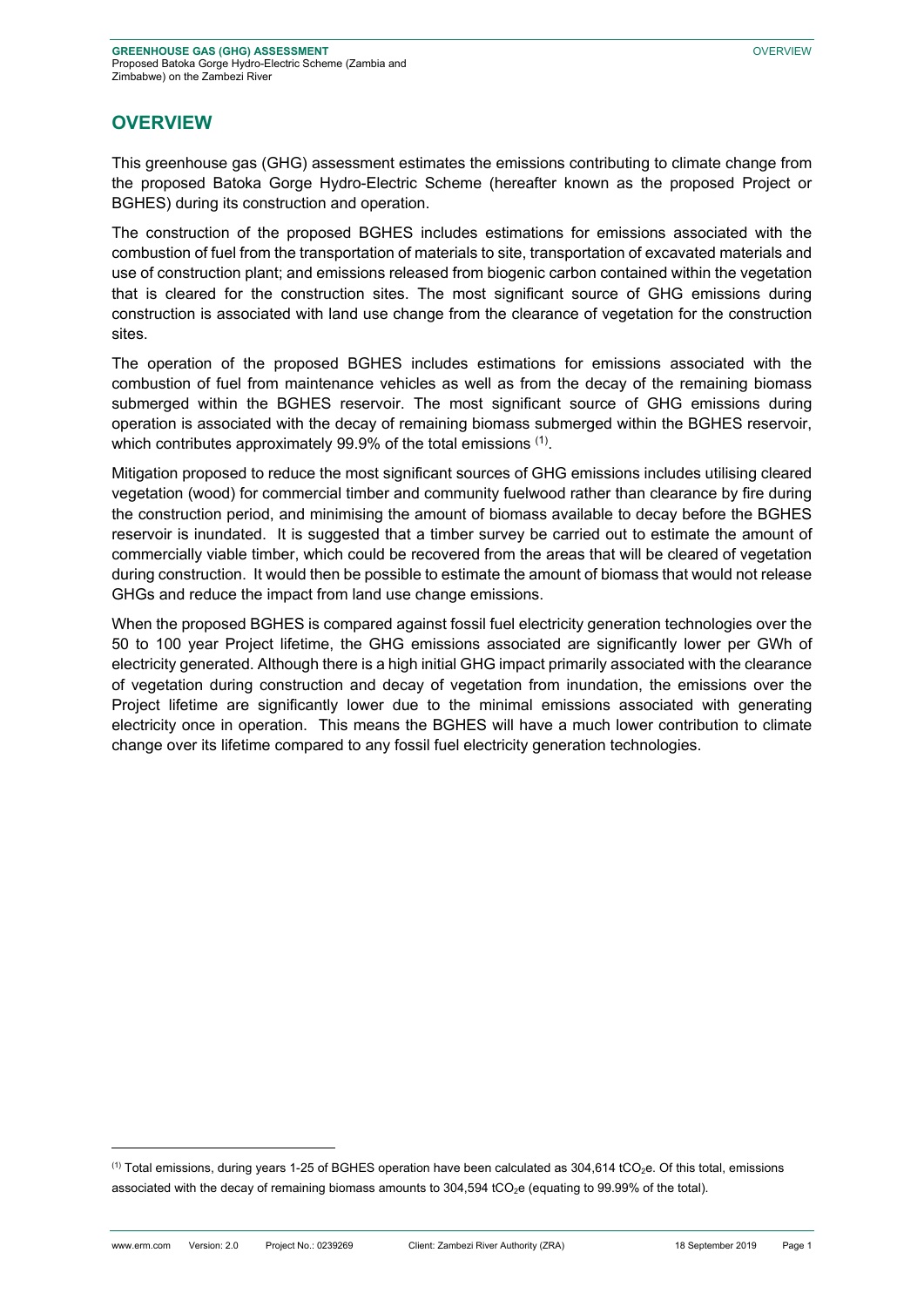## OVERVIEW

This greenhouse gas (GHG) assessment estimates the emissions contributing to climate change from the proposed Batoka Gorge Hydro-Electric Scheme (hereafter known as the proposed Project or BGHES) during its construction and operation.

The construction of the proposed BGHES includes estimations for emissions associated with the combustion of fuel from the transportation of materials to site, transportation of excavated materials and use of construction plant; and emissions released from biogenic carbon contained within the vegetation that is cleared for the construction sites. The most significant source of GHG emissions during construction is associated with land use change from the clearance of vegetation for the construction sites.

The operation of the proposed BGHES includes estimations for emissions associated with the combustion of fuel from maintenance vehicles as well as from the decay of the remaining biomass submerged within the BGHES reservoir. The most significant source of GHG emissions during operation is associated with the decay of remaining biomass submerged within the BGHES reservoir, which contributes approximately 99.9% of the total emissions [(1)].

Mitigation proposed to reduce the most significant sources of GHG emissions includes utilising cleared vegetation (wood) for commercial timber and community fuelwood rather than clearance by fire during the construction period, and minimising the amount of biomass available to decay before the BGHES reservoir is inundated. It is suggested that a timber survey be carried out to estimate the amount of commercially viable timber, which could be recovered from the areas that will be cleared of vegetation during construction. It would then be possible to estimate the amount of biomass that would not release GHGs and reduce the impact from land use change emissions.

When the proposed BGHES is compared against fossil fuel electricity generation technologies over the 50 to 100 year Project lifetime, the GHG emissions associated are significantly lower per GWh of electricity generated. Although there is a high initial GHG impact primarily associated with the clearance of vegetation during construction and decay of vegetation from inundation, the emissions over the Project lifetime are significantly lower due to the minimal emissions associated with generating electricity once in operation. This means the BGHES will have a much lower contribution to climate change over its lifetime compared to any fossil fuel electricity generation technologies.

---

[(1)] Total emissions, during years 1-25 of BGHES operation have been calculated as 304,614 $tCO_2e$. Of this total, emissions associated with the decay of remaining biomass amounts to 304,594 $tCO_2e$ (equating to 99.99% of the total).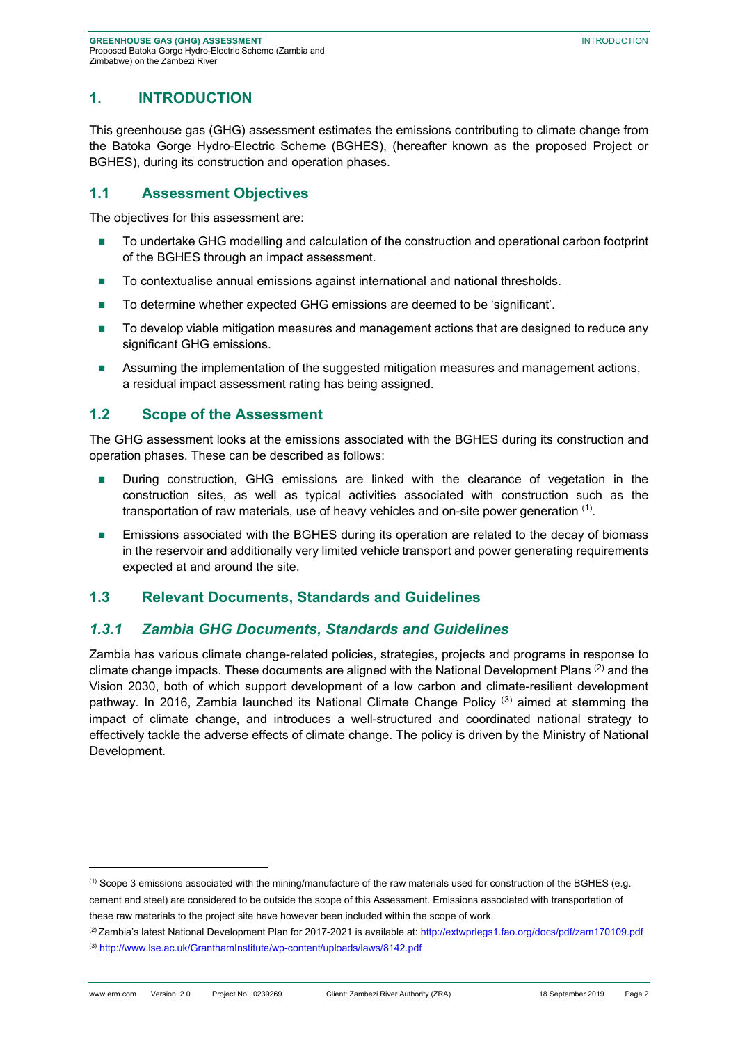# 1. INTRODUCTION

This greenhouse gas (GHG) assessment estimates the emissions contributing to climate change from the Batoka Gorge Hydro-Electric Scheme (BGHES), (hereafter known as the proposed Project or BGHES), during its construction and operation phases.

## 1.1 Assessment Objectives

The objectives for this assessment are:

- To undertake GHG modelling and calculation of the construction and operational carbon footprint of the BGHES through an impact assessment.
- To contextualise annual emissions against international and national thresholds.
- To determine whether expected GHG emissions are deemed to be 'significant'.
- To develop viable mitigation measures and management actions that are designed to reduce any significant GHG emissions.
- Assuming the implementation of the suggested mitigation measures and management actions, a residual impact assessment rating has being assigned.

## 1.2 Scope of the Assessment

The GHG assessment looks at the emissions associated with the BGHES during its construction and operation phases. These can be described as follows:

- During construction, GHG emissions are linked with the clearance of vegetation in the construction sites, as well as typical activities associated with construction such as the transportation of raw materials, use of heavy vehicles and on-site power generation [(1)].
- Emissions associated with the BGHES during its operation are related to the decay of biomass in the reservoir and additionally very limited vehicle transport and power generating requirements expected at and around the site.

## 1.3 Relevant Documents, Standards and Guidelines

### *1.3.1 Zambia GHG Documents, Standards and Guidelines*

Zambia has various climate change-related policies, strategies, projects and programs in response to climate change impacts. These documents are aligned with the National Development Plans [(2)] and the Vision 2030, both of which support development of a low carbon and climate-resilient development pathway. In 2016, Zambia launched its National Climate Change Policy [(3)] aimed at stemming the impact of climate change, and introduces a well-structured and coordinated national strategy to effectively tackle the adverse effects of climate change. The policy is driven by the Ministry of National Development.

---

[(1)] Scope 3 emissions associated with the mining/manufacture of the raw materials used for construction of the BGHES (e.g. cement and steel) are considered to be outside the scope of this Assessment. Emissions associated with transportation of these raw materials to the project site have however been included within the scope of work.

[(2)] Zambia's latest National Development Plan for 2017-2021 is available at: http://extwprlegs1.fao.org/docs/pdf/zam170109.pdf

[(3)] http://www.lse.ac.uk/GranthamInstitute/wp-content/uploads/laws/8142.pdf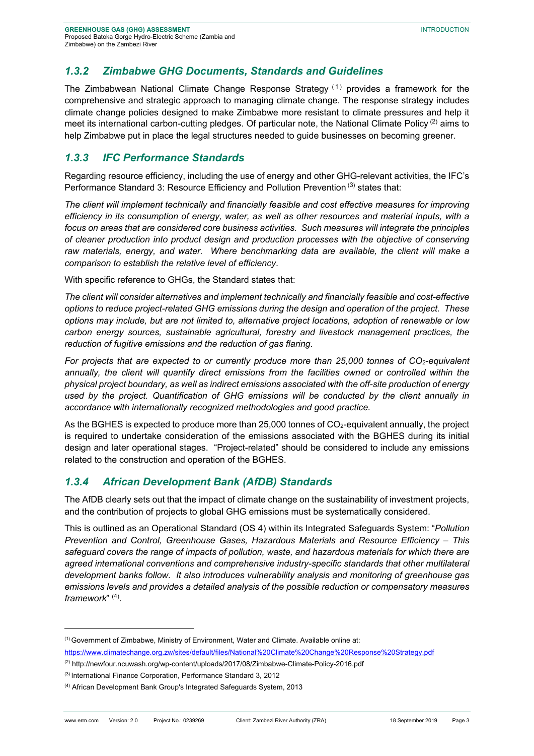### *1.3.2 Zimbabwe GHG Documents, Standards and Guidelines*

The Zimbabwean National Climate Change Response Strategy [1] provides a framework for the comprehensive and strategic approach to managing climate change. The response strategy includes climate change policies designed to make Zimbabwe more resistant to climate pressures and help it meet its international carbon-cutting pledges. Of particular note, the National Climate Policy [2] aims to help Zimbabwe put in place the legal structures needed to guide businesses on becoming greener.

### *1.3.3 IFC Performance Standards*

Regarding resource efficiency, including the use of energy and other GHG-relevant activities, the IFC's Performance Standard 3: Resource Efficiency and Pollution Prevention [3] states that:

*The client will implement technically and financially feasible and cost effective measures for improving efficiency in its consumption of energy, water, as well as other resources and material inputs, with a focus on areas that are considered core business activities. Such measures will integrate the principles of cleaner production into product design and production processes with the objective of conserving raw materials, energy, and water. Where benchmarking data are available, the client will make a comparison to establish the relative level of efficiency*.

With specific reference to GHGs, the Standard states that:

*The client will consider alternatives and implement technically and financially feasible and cost-effective options to reduce project-related GHG emissions during the design and operation of the project. These options may include, but are not limited to, alternative project locations, adoption of renewable or low carbon energy sources, sustainable agricultural, forestry and livestock management practices, the reduction of fugitive emissions and the reduction of gas flaring*.

*For projects that are expected to or currently produce more than 25,000 tonnes of $CO_2$-equivalent annually, the client will quantify direct emissions from the facilities owned or controlled within the physical project boundary, as well as indirect emissions associated with the off-site production of energy used by the project. Quantification of GHG emissions will be conducted by the client annually in accordance with internationally recognized methodologies and good practice.*

As the BGHES is expected to produce more than 25,000 tonnes of $CO_2$-equivalent annually, the project is required to undertake consideration of the emissions associated with the BGHES during its initial design and later operational stages. "Project-related" should be considered to include any emissions related to the construction and operation of the BGHES.

### *1.3.4 African Development Bank (AfDB) Standards*

The AfDB clearly sets out that the impact of climate change on the sustainability of investment projects, and the contribution of projects to global GHG emissions must be systematically considered.

This is outlined as an Operational Standard (OS 4) within its Integrated Safeguards System: "*Pollution Prevention and Control, Greenhouse Gases, Hazardous Materials and Resource Efficiency – This safeguard covers the range of impacts of pollution, waste, and hazardous materials for which there are agreed international conventions and comprehensive industry-specific standards that other multilateral development banks follow. It also introduces vulnerability analysis and monitoring of greenhouse gas emissions levels and provides a detailed analysis of the possible reduction or compensatory measures framework*" [4].

---

[1] Government of Zimbabwe, Ministry of Environment, Water and Climate. Available online at: https://www.climatechange.org.zw/sites/default/files/National%20Climate%20Change%20Response%20Strategy.pdf

[2] http://newfour.ncuwash.org/wp-content/uploads/2017/08/Zimbabwe-Climate-Policy-2016.pdf

[3] International Finance Corporation, Performance Standard 3, 2012

[4] African Development Bank Group's Integrated Safeguards System, 2013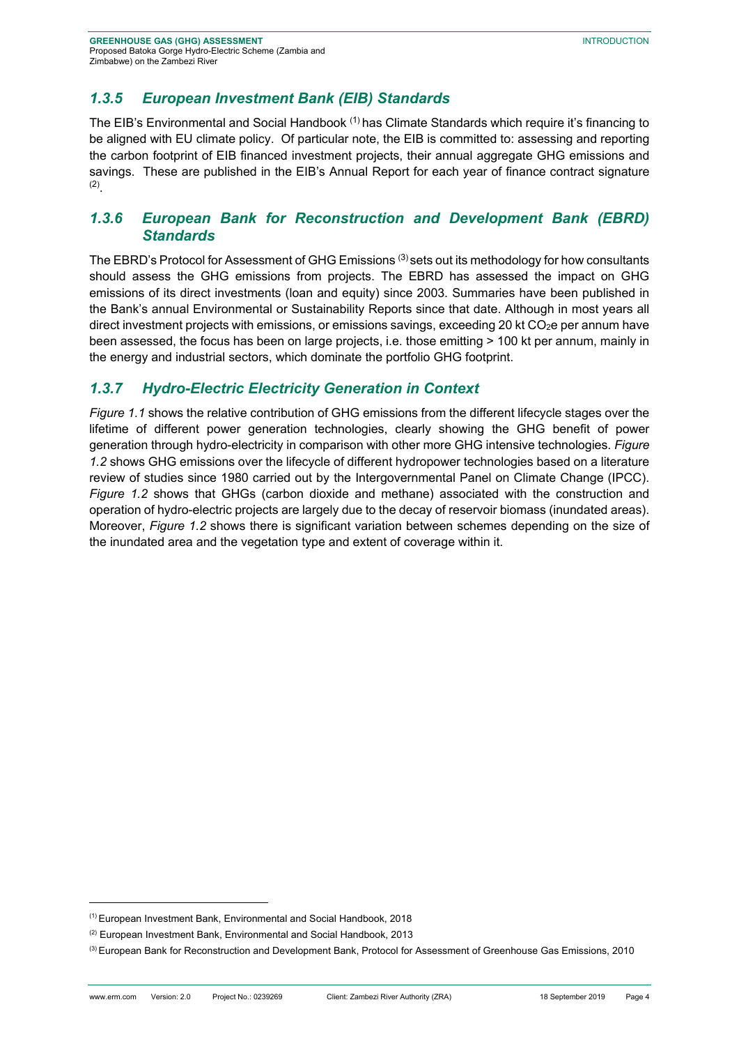### *1.3.5 European Investment Bank (EIB) Standards*

The EIB's Environmental and Social Handbook [1] has Climate Standards which require it's financing to be aligned with EU climate policy. Of particular note, the EIB is committed to: assessing and reporting the carbon footprint of EIB financed investment projects, their annual aggregate GHG emissions and savings. These are published in the EIB's Annual Report for each year of finance contract signature [2].

### *1.3.6 European Bank for Reconstruction and Development Bank (EBRD) Standards*

The EBRD's Protocol for Assessment of GHG Emissions [3] sets out its methodology for how consultants should assess the GHG emissions from projects. The EBRD has assessed the impact on GHG emissions of its direct investments (loan and equity) since 2003. Summaries have been published in the Bank's annual Environmental or Sustainability Reports since that date. Although in most years all direct investment projects with emissions, or emissions savings, exceeding 20 kt $CO_2e$ per annum have been assessed, the focus has been on large projects, i.e. those emitting > 100 kt per annum, mainly in the energy and industrial sectors, which dominate the portfolio GHG footprint.

### *1.3.7 Hydro-Electric Electricity Generation in Context*

*Figure 1.1* shows the relative contribution of GHG emissions from the different lifecycle stages over the lifetime of different power generation technologies, clearly showing the GHG benefit of power generation through hydro-electricity in comparison with other more GHG intensive technologies. *Figure 1.2* shows GHG emissions over the lifecycle of different hydropower technologies based on a literature review of studies since 1980 carried out by the Intergovernmental Panel on Climate Change (IPCC). *Figure 1.2* shows that GHGs (carbon dioxide and methane) associated with the construction and operation of hydro-electric projects are largely due to the decay of reservoir biomass (inundated areas). Moreover, *Figure 1.2* shows there is significant variation between schemes depending on the size of the inundated area and the vegetation type and extent of coverage within it.

---

[1] European Investment Bank, Environmental and Social Handbook, 2018

[2] European Investment Bank, Environmental and Social Handbook, 2013

[3] European Bank for Reconstruction and Development Bank, Protocol for Assessment of Greenhouse Gas Emissions, 2010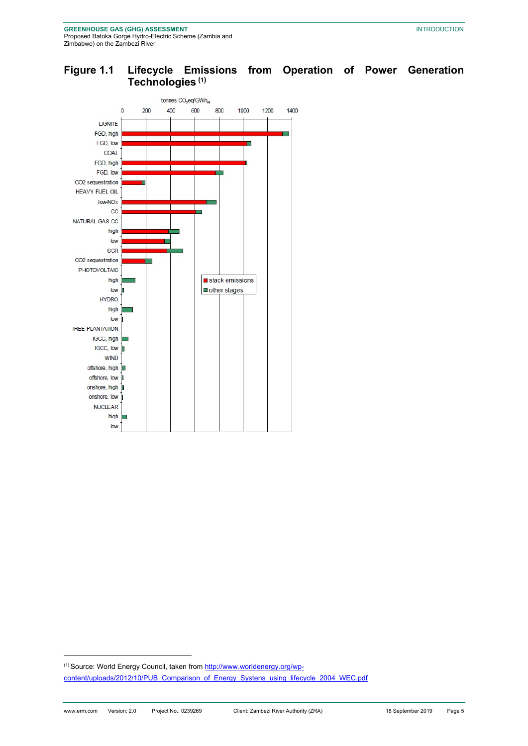## Figure 1.1 Lifecycle Emissions from Operation of Power Generation Technologies [1]

tonnes $CO_2eq/GWh_{el}$

| | stack emissions | other stages |
|---|---|---|
| **LIGNITE** | | |
| FGD, high | | |
| FGD, low | | |
| **COAL** | | |
| FGD, high | | |
| FGD, low | | |
| CO2 sequestration | | |
| **HEAVY FUEL OIL** | | |
| low-NOx | | |
| CC | | |
| **NATURAL GAS CC** | | |
| high | | |
| low | | |
| SCR | | |
| CO2 sequestration | | |
| **PHOTOVOLTAIC** | | |
| high | | |
| low | | |
| **HYDRO** | | |
| high | | |
| low | | |
| **TREE PLANTATION** | | |
| IGCC, high | | |
| IGCC, low | | |
| **WIND** | | |
| offshore, high | | |
| offshore, low | | |
| onshore, high | | |
| onshore, low | | |
| **NUCLEAR** | | |
| high | | |
| low | | |

Axis: 0, 200, 400, 600, 800, 1000, 1200, 1400

---

[1] Source: World Energy Council, taken from http://www.worldenergy.org/wp-content/uploads/2012/10/PUB_Comparison_of_Energy_Systens_using_lifecycle_2004_WEC.pdf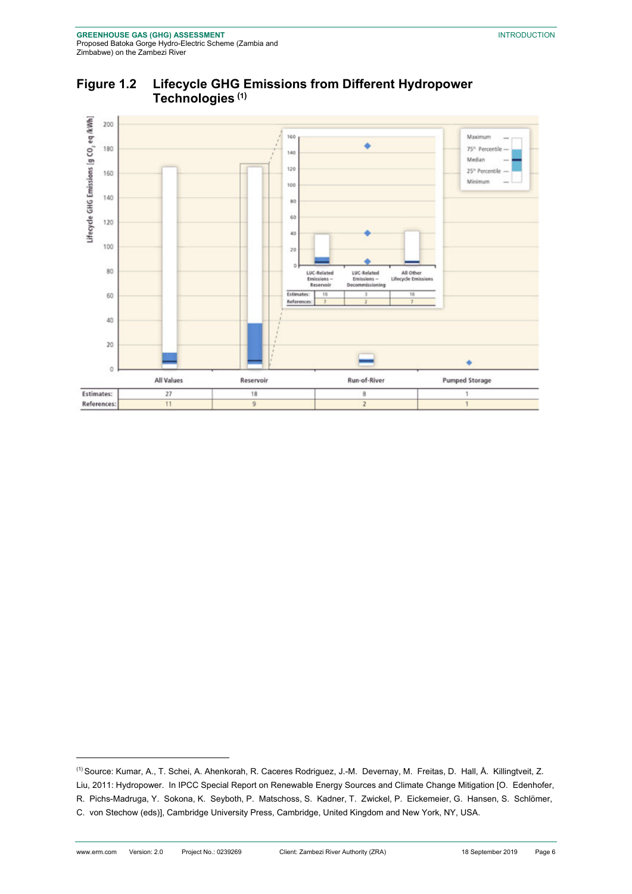## Figure 1.2 Lifecycle GHG Emissions from Different Hydropower Technologies [(1)]

| | All Values | Reservoir | Run-of-River | Pumped Storage |
|---|---|---|---|---|
| Estimates: | 27 | 18 | 8 | 1 |
| References: | 11 | 9 | 2 | 1 |

| | LUC-Related Emissions – Reservoir | LUC-Related Emissions – Decommissioning | All Other Lifecycle Emissions |
|---|---|---|---|
| Estimates: | 16 | 3 | 16 |
| References: | 7 | 2 | 7 |

[(1)] Source: Kumar, A., T. Schei, A. Ahenkorah, R. Caceres Rodriguez, J.-M. Devernay, M. Freitas, D. Hall, Å. Killingtveit, Z. Liu, 2011: Hydropower. In IPCC Special Report on Renewable Energy Sources and Climate Change Mitigation [O. Edenhofer, R. Pichs-Madruga, Y. Sokona, K. Seyboth, P. Matschoss, S. Kadner, T. Zwickel, P. Eickemeier, G. Hansen, S. Schlömer, C. von Stechow (eds)], Cambridge University Press, Cambridge, United Kingdom and New York, NY, USA.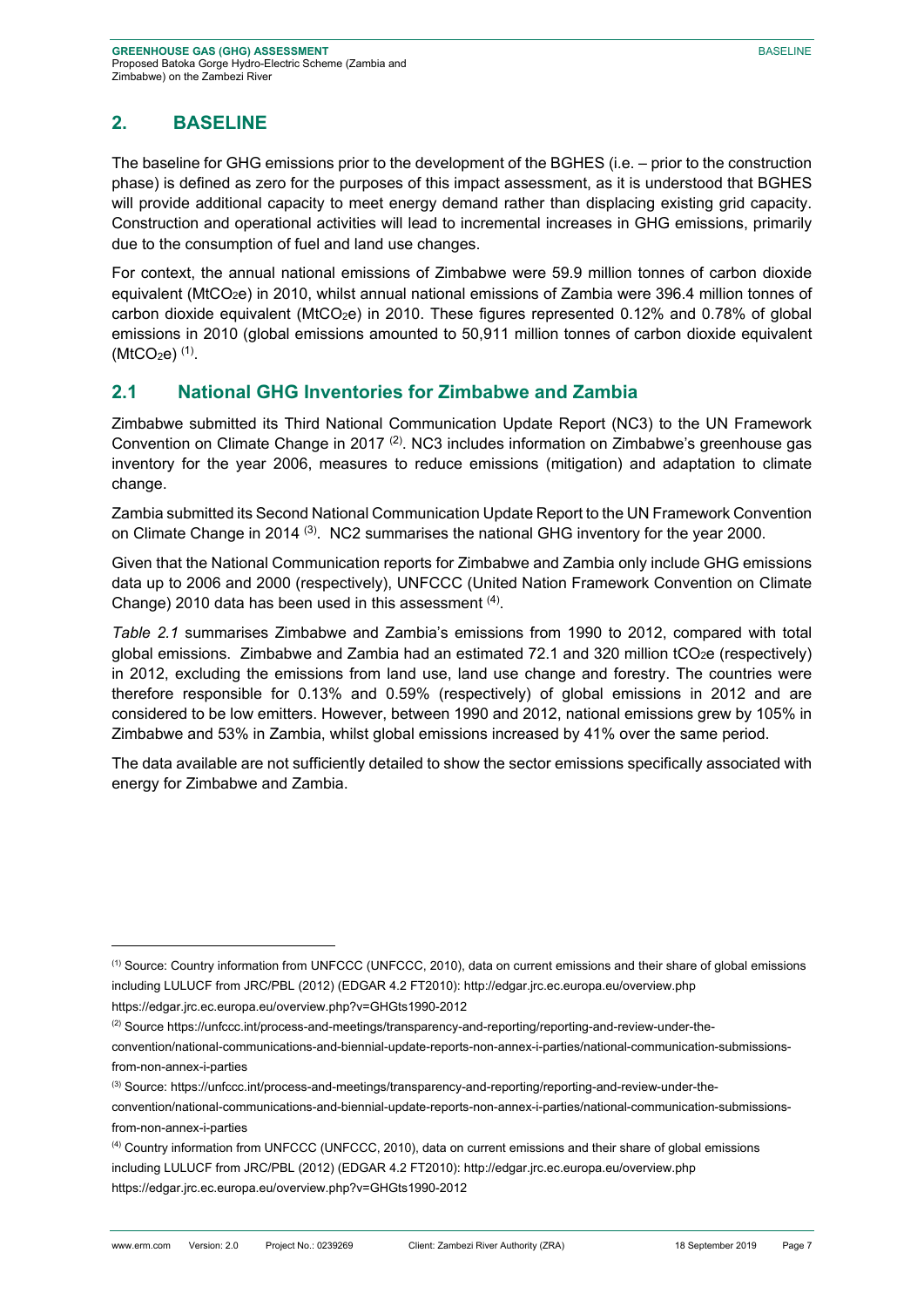## 2. BASELINE

The baseline for GHG emissions prior to the development of the BGHES (i.e. – prior to the construction phase) is defined as zero for the purposes of this impact assessment, as it is understood that BGHES will provide additional capacity to meet energy demand rather than displacing existing grid capacity. Construction and operational activities will lead to incremental increases in GHG emissions, primarily due to the consumption of fuel and land use changes.

For context, the annual national emissions of Zimbabwe were 59.9 million tonnes of carbon dioxide equivalent ($MtCO_2e$) in 2010, whilst annual national emissions of Zambia were 396.4 million tonnes of carbon dioxide equivalent ($MtCO_2e$) in 2010. These figures represented 0.12% and 0.78% of global emissions in 2010 (global emissions amounted to 50,911 million tonnes of carbon dioxide equivalent ($MtCO_2e$) [(1)].

### 2.1 National GHG Inventories for Zimbabwe and Zambia

Zimbabwe submitted its Third National Communication Update Report (NC3) to the UN Framework Convention on Climate Change in 2017 [(2)]. NC3 includes information on Zimbabwe's greenhouse gas inventory for the year 2006, measures to reduce emissions (mitigation) and adaptation to climate change.

Zambia submitted its Second National Communication Update Report to the UN Framework Convention on Climate Change in 2014 [(3)]. NC2 summarises the national GHG inventory for the year 2000.

Given that the National Communication reports for Zimbabwe and Zambia only include GHG emissions data up to 2006 and 2000 (respectively), UNFCCC (United Nation Framework Convention on Climate Change) 2010 data has been used in this assessment [(4)].

*Table 2.1* summarises Zimbabwe and Zambia's emissions from 1990 to 2012, compared with total global emissions. Zimbabwe and Zambia had an estimated 72.1 and 320 million $tCO_2e$ (respectively) in 2012, excluding the emissions from land use, land use change and forestry. The countries were therefore responsible for 0.13% and 0.59% (respectively) of global emissions in 2012 and are considered to be low emitters. However, between 1990 and 2012, national emissions grew by 105% in Zimbabwe and 53% in Zambia, whilst global emissions increased by 41% over the same period.

The data available are not sufficiently detailed to show the sector emissions specifically associated with energy for Zimbabwe and Zambia.

---

[(1)] Source: Country information from UNFCCC (UNFCCC, 2010), data on current emissions and their share of global emissions including LULUCF from JRC/PBL (2012) (EDGAR 4.2 FT2010): http://edgar.jrc.ec.europa.eu/overview.php https://edgar.jrc.ec.europa.eu/overview.php?v=GHGts1990-2012

[(2)] Source https://unfccc.int/process-and-meetings/transparency-and-reporting/reporting-and-review-under-the-convention/national-communications-and-biennial-update-reports-non-annex-i-parties/national-communication-submissions-from-non-annex-i-parties

[(3)] Source: https://unfccc.int/process-and-meetings/transparency-and-reporting/reporting-and-review-under-the-convention/national-communications-and-biennial-update-reports-non-annex-i-parties/national-communication-submissions-from-non-annex-i-parties

[(4)] Country information from UNFCCC (UNFCCC, 2010), data on current emissions and their share of global emissions including LULUCF from JRC/PBL (2012) (EDGAR 4.2 FT2010): http://edgar.jrc.ec.europa.eu/overview.php https://edgar.jrc.ec.europa.eu/overview.php?v=GHGts1990-2012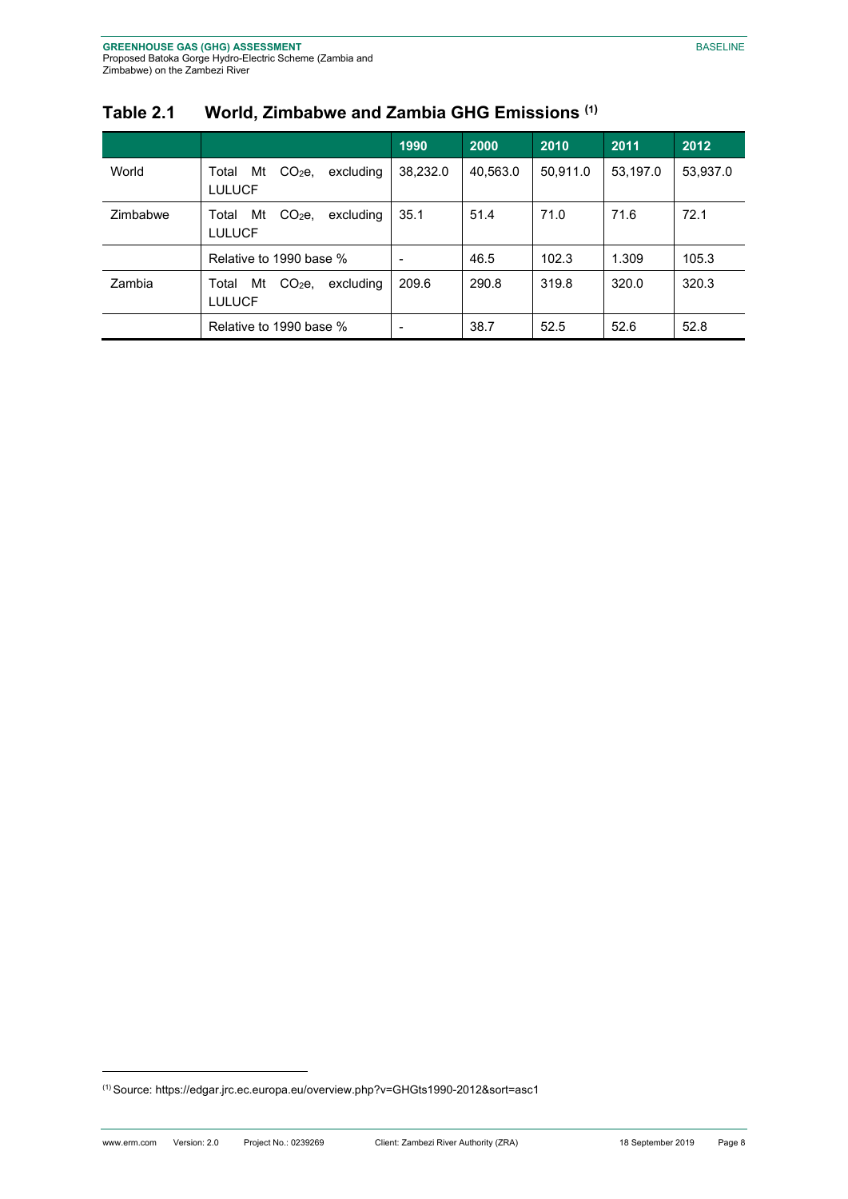## Table 2.1 World, Zimbabwe and Zambia GHG Emissions [1]

| | | 1990 | 2000 | 2010 | 2011 | 2012 |
|---|---|---|---|---|---|---|
| World | Total Mt $CO_2e$, excluding LULUCF | 38,232.0 | 40,563.0 | 50,911.0 | 53,197.0 | 53,937.0 |
| Zimbabwe | Total Mt $CO_2e$, excluding LULUCF | 35.1 | 51.4 | 71.0 | 71.6 | 72.1 |
| | Relative to 1990 base % | - | 46.5 | 102.3 | 1.309 | 105.3 |
| Zambia | Total Mt $CO_2e$, excluding LULUCF | 209.6 | 290.8 | 319.8 | 320.0 | 320.3 |
| | Relative to 1990 base % | - | 38.7 | 52.5 | 52.6 | 52.8 |

[1] Source: https://edgar.jrc.ec.europa.eu/overview.php?v=GHGts1990-2012&sort=asc1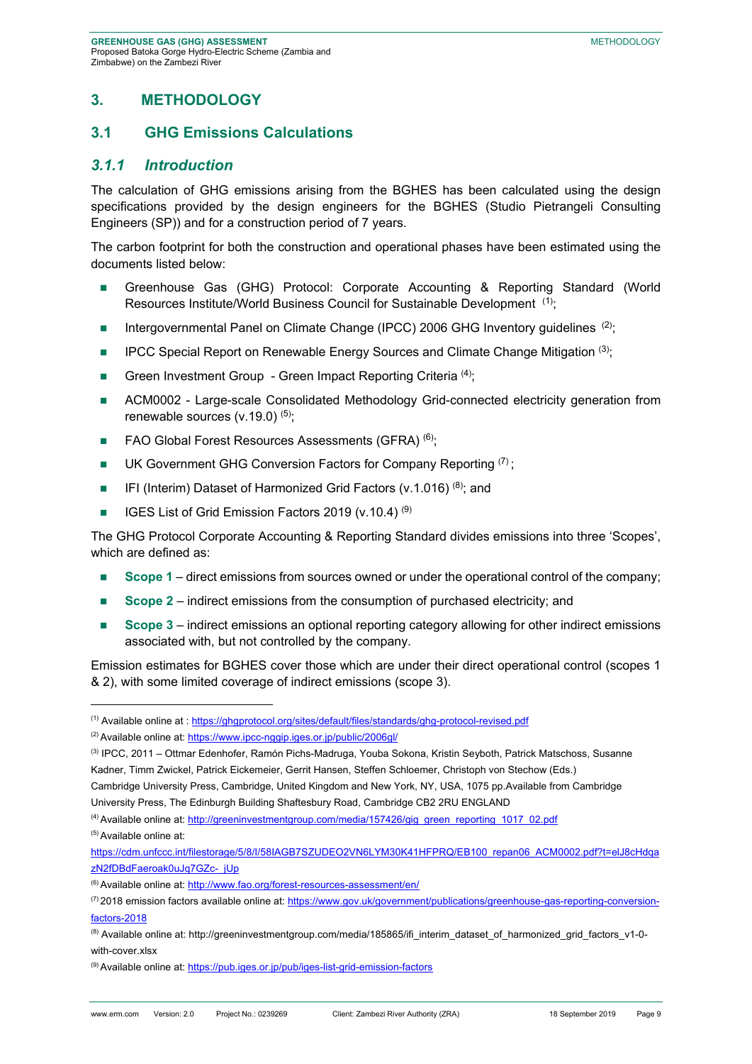# 3. METHODOLOGY

## 3.1 GHG Emissions Calculations

### *3.1.1 Introduction*

The calculation of GHG emissions arising from the BGHES has been calculated using the design specifications provided by the design engineers for the BGHES (Studio Pietrangeli Consulting Engineers (SP)) and for a construction period of 7 years.

The carbon footprint for both the construction and operational phases have been estimated using the documents listed below:

- Greenhouse Gas (GHG) Protocol: Corporate Accounting & Reporting Standard (World Resources Institute/World Business Council for Sustainable Development [1];
- Intergovernmental Panel on Climate Change (IPCC) 2006 GHG Inventory guidelines [2];
- IPCC Special Report on Renewable Energy Sources and Climate Change Mitigation [3];
- Green Investment Group - Green Impact Reporting Criteria [4];
- ACM0002 - Large-scale Consolidated Methodology Grid-connected electricity generation from renewable sources (v.19.0) [5];
- FAO Global Forest Resources Assessments (GFRA) [6];
- UK Government GHG Conversion Factors for Company Reporting [7];
- IFI (Interim) Dataset of Harmonized Grid Factors (v.1.016) [8]; and
- IGES List of Grid Emission Factors 2019 (v.10.4) [9]

The GHG Protocol Corporate Accounting & Reporting Standard divides emissions into three 'Scopes', which are defined as:

- **Scope 1** – direct emissions from sources owned or under the operational control of the company;
- **Scope 2** – indirect emissions from the consumption of purchased electricity; and
- **Scope 3** – indirect emissions an optional reporting category allowing for other indirect emissions associated with, but not controlled by the company.

Emission estimates for BGHES cover those which are under their direct operational control (scopes 1 & 2), with some limited coverage of indirect emissions (scope 3).

---

(1) Available online at : https://ghgprotocol.org/sites/default/files/standards/ghg-protocol-revised.pdf

(2) Available online at: https://www.ipcc-nggip.iges.or.jp/public/2006gl/

(3) IPCC, 2011 – Ottmar Edenhofer, Ramón Pichs-Madruga, Youba Sokona, Kristin Seyboth, Patrick Matschoss, Susanne Kadner, Timm Zwickel, Patrick Eickemeier, Gerrit Hansen, Steffen Schloemer, Christoph von Stechow (Eds.) Cambridge University Press, Cambridge, United Kingdom and New York, NY, USA, 1075 pp.Available from Cambridge University Press, The Edinburgh Building Shaftesbury Road, Cambridge CB2 2RU ENGLAND

(4) Available online at: http://greeninvestmentgroup.com/media/157426/gig_green_reporting_1017_02.pdf

(5) Available online at: https://cdm.unfccc.int/filestorage/5/8/I/58IAGB7SZUDEO2VN6LYM30K41HFPRQ/EB100_repan06_ACM0002.pdf?t=elJ8cHdqazN2fDBdFaeroak0uJq7GZc-_jUp

(6) Available online at: http://www.fao.org/forest-resources-assessment/en/

(7) 2018 emission factors available online at: https://www.gov.uk/government/publications/greenhouse-gas-reporting-conversion-factors-2018

(8) Available online at: http://greeninvestmentgroup.com/media/185865/ifi_interim_dataset_of_harmonized_grid_factors_v1-0-with-cover.xlsx

(9) Available online at: https://pub.iges.or.jp/pub/iges-list-grid-emission-factors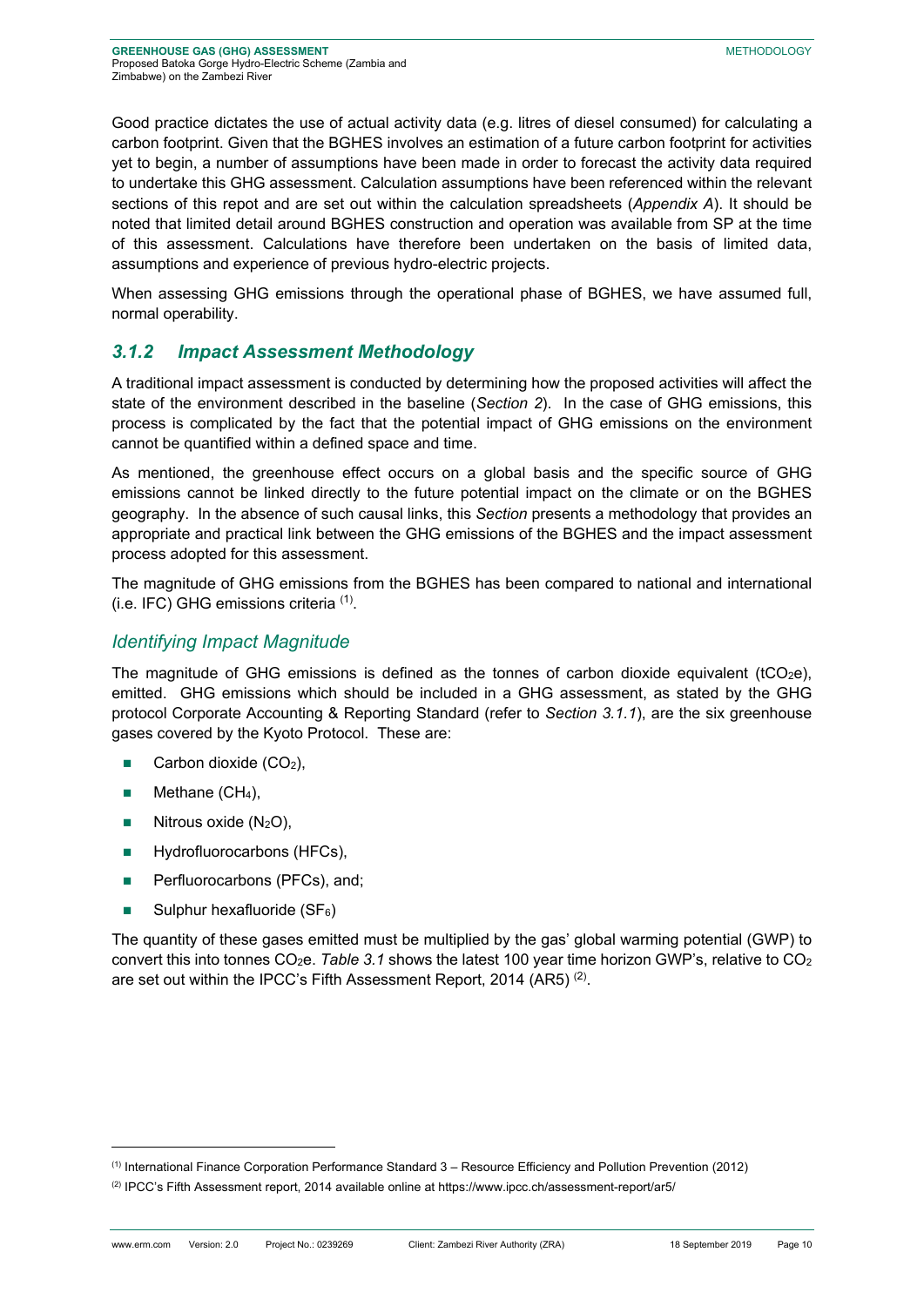Good practice dictates the use of actual activity data (e.g. litres of diesel consumed) for calculating a carbon footprint. Given that the BGHES involves an estimation of a future carbon footprint for activities yet to begin, a number of assumptions have been made in order to forecast the activity data required to undertake this GHG assessment. Calculation assumptions have been referenced within the relevant sections of this repot and are set out within the calculation spreadsheets (*Appendix A*). It should be noted that limited detail around BGHES construction and operation was available from SP at the time of this assessment. Calculations have therefore been undertaken on the basis of limited data, assumptions and experience of previous hydro-electric projects.

When assessing GHG emissions through the operational phase of BGHES, we have assumed full, normal operability.

### *3.1.2 Impact Assessment Methodology*

A traditional impact assessment is conducted by determining how the proposed activities will affect the state of the environment described in the baseline (*Section 2*). In the case of GHG emissions, this process is complicated by the fact that the potential impact of GHG emissions on the environment cannot be quantified within a defined space and time.

As mentioned, the greenhouse effect occurs on a global basis and the specific source of GHG emissions cannot be linked directly to the future potential impact on the climate or on the BGHES geography. In the absence of such causal links, this *Section* presents a methodology that provides an appropriate and practical link between the GHG emissions of the BGHES and the impact assessment process adopted for this assessment.

The magnitude of GHG emissions from the BGHES has been compared to national and international (i.e. IFC) GHG emissions criteria [1].

#### *Identifying Impact Magnitude*

The magnitude of GHG emissions is defined as the tonnes of carbon dioxide equivalent ($tCO_2e$), emitted. GHG emissions which should be included in a GHG assessment, as stated by the GHG protocol Corporate Accounting & Reporting Standard (refer to *Section 3.1.1*), are the six greenhouse gases covered by the Kyoto Protocol. These are:

- Carbon dioxide ($CO_2$),
- Methane ($CH_4$),
- Nitrous oxide ($N_2O$),
- Hydrofluorocarbons (HFCs),
- Perfluorocarbons (PFCs), and;
- Sulphur hexafluoride ($SF_6$)

The quantity of these gases emitted must be multiplied by the gas' global warming potential (GWP) to convert this into tonnes $CO_2e$. *Table 3.1* shows the latest 100 year time horizon GWP's, relative to $CO_2$ are set out within the IPCC's Fifth Assessment Report, 2014 (AR5) [2].

---

[1] International Finance Corporation Performance Standard 3 – Resource Efficiency and Pollution Prevention (2012)

[2] IPCC's Fifth Assessment report, 2014 available online at https://www.ipcc.ch/assessment-report/ar5/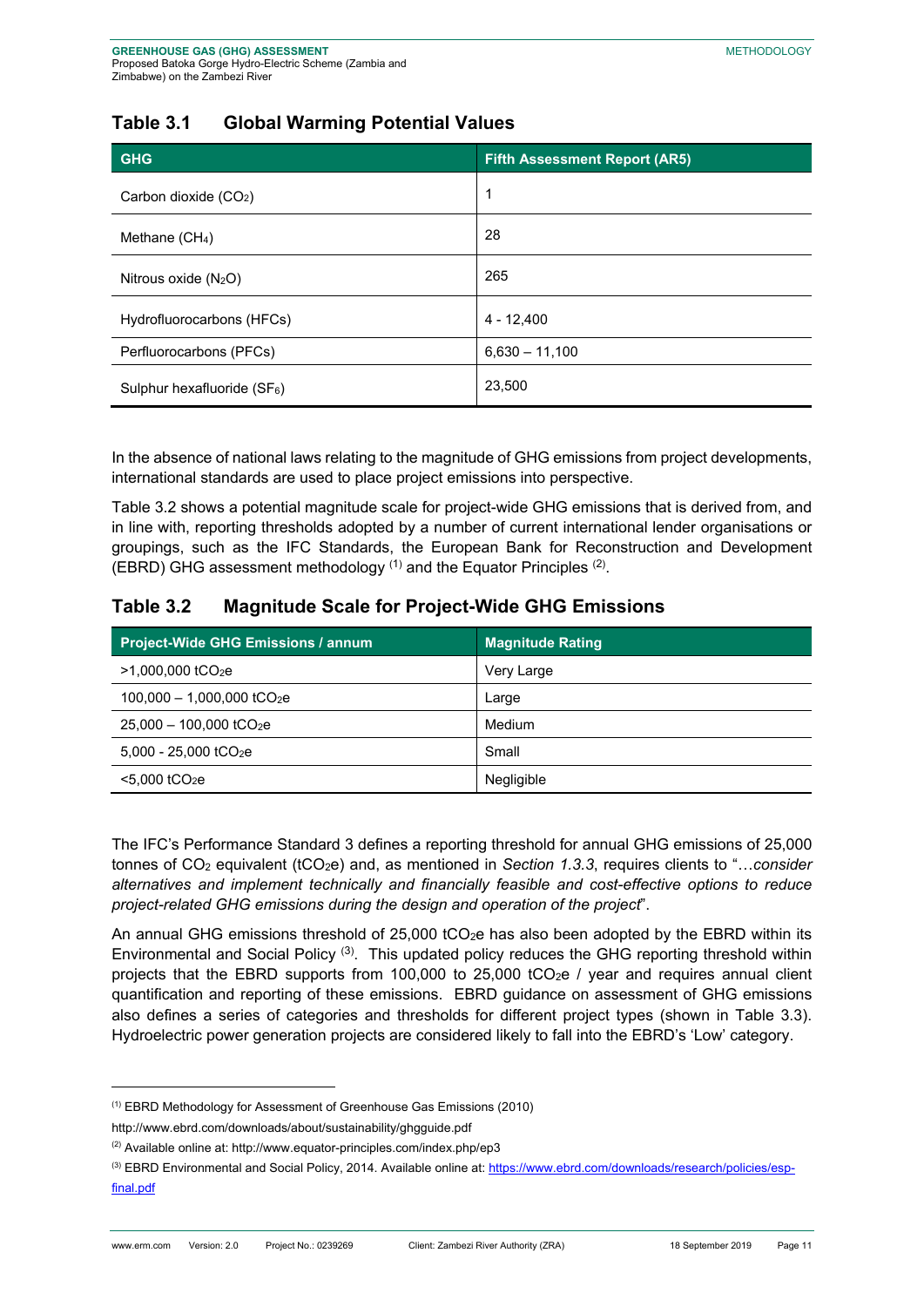## Table 3.1 Global Warming Potential Values

| GHG | Fifth Assessment Report (AR5) |
|---|---|
| Carbon dioxide ($CO_2$) | 1 |
| Methane ($CH_4$) | 28 |
| Nitrous oxide ($N_2O$) | 265 |
| Hydrofluorocarbons (HFCs) | 4 - 12,400 |
| Perfluorocarbons (PFCs) | 6,630 – 11,100 |
| Sulphur hexafluoride ($SF_6$) | 23,500 |

In the absence of national laws relating to the magnitude of GHG emissions from project developments, international standards are used to place project emissions into perspective.

Table 3.2 shows a potential magnitude scale for project-wide GHG emissions that is derived from, and in line with, reporting thresholds adopted by a number of current international lender organisations or groupings, such as the IFC Standards, the European Bank for Reconstruction and Development (EBRD) GHG assessment methodology [1] and the Equator Principles [2].

## Table 3.2 Magnitude Scale for Project-Wide GHG Emissions

| Project-Wide GHG Emissions / annum | Magnitude Rating |
|---|---|
| >1,000,000 $tCO_2e$ | Very Large |
| 100,000 – 1,000,000 $tCO_2e$ | Large |
| 25,000 – 100,000 $tCO_2e$ | Medium |
| 5,000 - 25,000 $tCO_2e$ | Small |
| <5,000 $tCO_2e$ | Negligible |

The IFC's Performance Standard 3 defines a reporting threshold for annual GHG emissions of 25,000 tonnes of $CO_2$ equivalent ($tCO_2e$) and, as mentioned in *Section 1.3.3*, requires clients to "*…consider alternatives and implement technically and financially feasible and cost-effective options to reduce project-related GHG emissions during the design and operation of the project*".

An annual GHG emissions threshold of 25,000 $tCO_2e$ has also been adopted by the EBRD within its Environmental and Social Policy [3]. This updated policy reduces the GHG reporting threshold within projects that the EBRD supports from 100,000 to 25,000 $tCO_2e$ / year and requires annual client quantification and reporting of these emissions. EBRD guidance on assessment of GHG emissions also defines a series of categories and thresholds for different project types (shown in Table 3.3). Hydroelectric power generation projects are considered likely to fall into the EBRD's 'Low' category.

---

[1] EBRD Methodology for Assessment of Greenhouse Gas Emissions (2010) http://www.ebrd.com/downloads/about/sustainability/ghgguide.pdf

[2] Available online at: http://www.equator-principles.com/index.php/ep3

[3] EBRD Environmental and Social Policy, 2014. Available online at: https://www.ebrd.com/downloads/research/policies/esp-final.pdf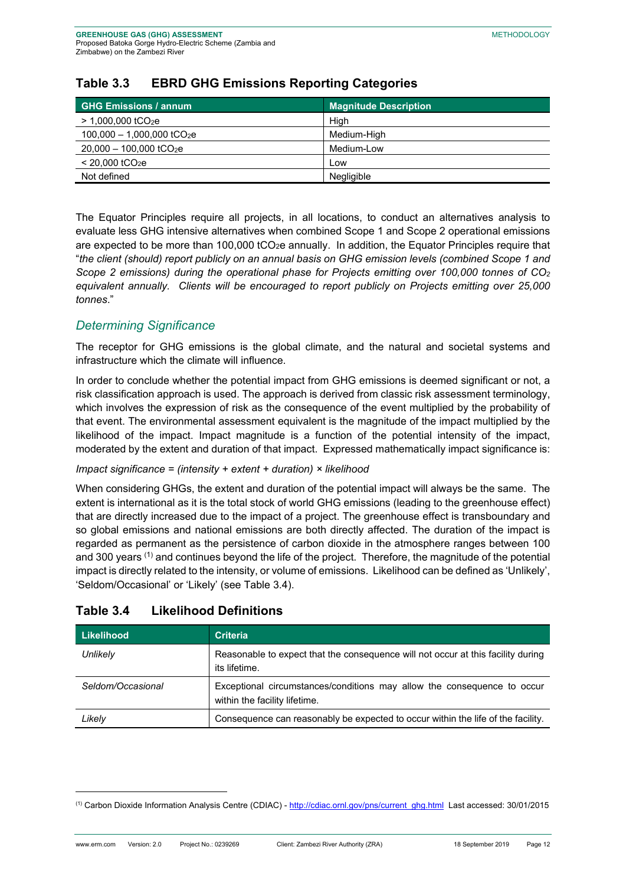## Table 3.3 EBRD GHG Emissions Reporting Categories

| GHG Emissions / annum | Magnitude Description |
|---|---|
| > 1,000,000 $tCO_2e$ | High |
| 100,000 – 1,000,000 $tCO_2e$ | Medium-High |
| 20,000 – 100,000 $tCO_2e$ | Medium-Low |
| < 20,000 $tCO_2e$ | Low |
| Not defined | Negligible |

The Equator Principles require all projects, in all locations, to conduct an alternatives analysis to evaluate less GHG intensive alternatives when combined Scope 1 and Scope 2 operational emissions are expected to be more than 100,000 $tCO_2e$ annually. In addition, the Equator Principles require that "*the client (should) report publicly on an annual basis on GHG emission levels (combined Scope 1 and Scope 2 emissions) during the operational phase for Projects emitting over 100,000 tonnes of $CO_2$ equivalent annually. Clients will be encouraged to report publicly on Projects emitting over 25,000 tonnes*."

### *Determining Significance*

The receptor for GHG emissions is the global climate, and the natural and societal systems and infrastructure which the climate will influence.

In order to conclude whether the potential impact from GHG emissions is deemed significant or not, a risk classification approach is used. The approach is derived from classic risk assessment terminology, which involves the expression of risk as the consequence of the event multiplied by the probability of that event. The environmental assessment equivalent is the magnitude of the impact multiplied by the likelihood of the impact. Impact magnitude is a function of the potential intensity of the impact, moderated by the extent and duration of that impact. Expressed mathematically impact significance is:

*Impact significance = (intensity + extent + duration) × likelihood*

When considering GHGs, the extent and duration of the potential impact will always be the same. The extent is international as it is the total stock of world GHG emissions (leading to the greenhouse effect) that are directly increased due to the impact of a project. The greenhouse effect is transboundary and so global emissions and national emissions are both directly affected. The duration of the impact is regarded as permanent as the persistence of carbon dioxide in the atmosphere ranges between 100 and 300 years [(1)] and continues beyond the life of the project. Therefore, the magnitude of the potential impact is directly related to the intensity, or volume of emissions. Likelihood can be defined as 'Unlikely', 'Seldom/Occasional' or 'Likely' (see Table 3.4).

## Table 3.4 Likelihood Definitions

| Likelihood | Criteria |
|---|---|
| *Unlikely* | Reasonable to expect that the consequence will not occur at this facility during its lifetime. |
| *Seldom/Occasional* | Exceptional circumstances/conditions may allow the consequence to occur within the facility lifetime. |
| *Likely* | Consequence can reasonably be expected to occur within the life of the facility. |

---

[(1)] Carbon Dioxide Information Analysis Centre (CDIAC) - http://cdiac.ornl.gov/pns/current_ghg.html Last accessed: 30/01/2015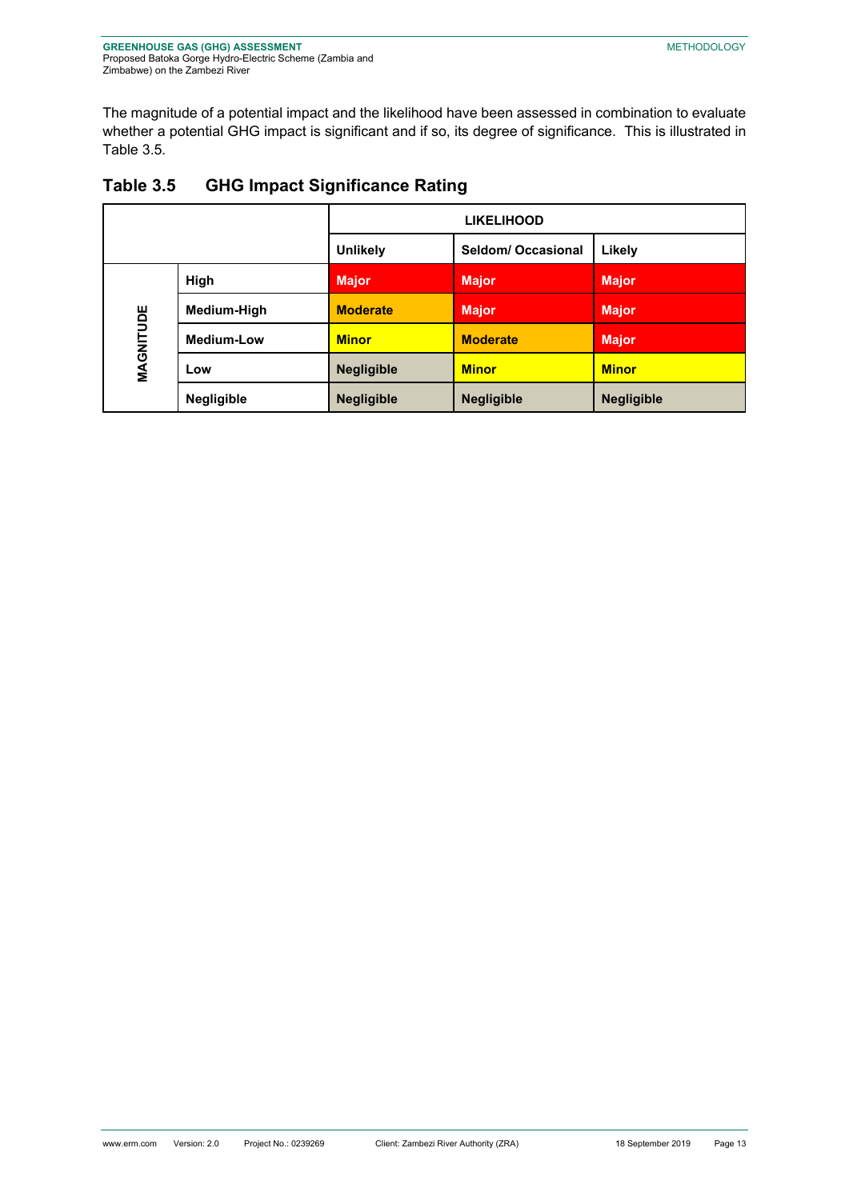The magnitude of a potential impact and the likelihood have been assessed in combination to evaluate whether a potential GHG impact is significant and if so, its degree of significance. This is illustrated in Table 3.5.

## Table 3.5 GHG Impact Significance Rating

| | | LIKELIHOOD | | |
|---|---|---|---|---|
| | | **Unlikely** | **Seldom/ Occasional** | **Likely** |
| **MAGNITUDE** | **High** | **Major** | **Major** | **Major** |
| | **Medium-High** | **Moderate** | **Major** | **Major** |
| | **Medium-Low** | **Minor** | **Moderate** | **Major** |
| | **Low** | **Negligible** | **Minor** | **Minor** |
| | **Negligible** | **Negligible** | **Negligible** | **Negligible** |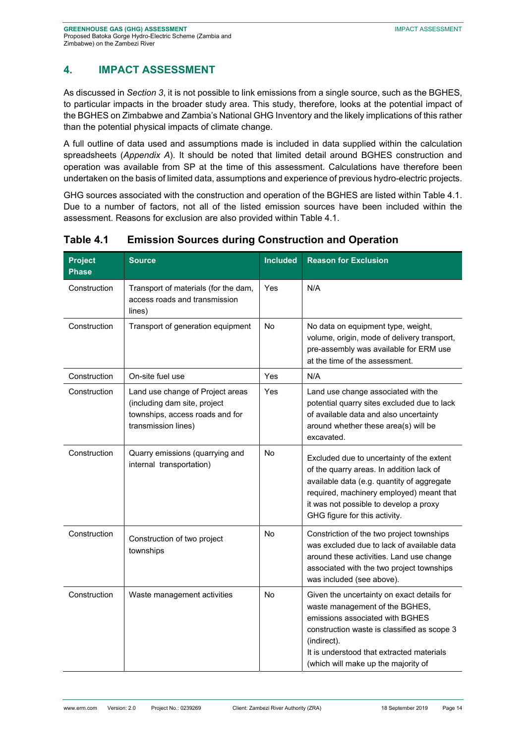## 4. IMPACT ASSESSMENT

As discussed in *Section 3*, it is not possible to link emissions from a single source, such as the BGHES, to particular impacts in the broader study area. This study, therefore, looks at the potential impact of the BGHES on Zimbabwe and Zambia's National GHG Inventory and the likely implications of this rather than the potential physical impacts of climate change.

A full outline of data used and assumptions made is included in data supplied within the calculation spreadsheets (*Appendix A*). It should be noted that limited detail around BGHES construction and operation was available from SP at the time of this assessment. Calculations have therefore been undertaken on the basis of limited data, assumptions and experience of previous hydro-electric projects.

GHG sources associated with the construction and operation of the BGHES are listed within Table 4.1. Due to a number of factors, not all of the listed emission sources have been included within the assessment. Reasons for exclusion are also provided within Table 4.1.

### Table 4.1 Emission Sources during Construction and Operation

| Project Phase | Source | Included | Reason for Exclusion |
|---|---|---|---|
| Construction | Transport of materials (for the dam, access roads and transmission lines) | Yes | N/A |
| Construction | Transport of generation equipment | No | No data on equipment type, weight, volume, origin, mode of delivery transport, pre-assembly was available for ERM use at the time of the assessment. |
| Construction | On-site fuel use | Yes | N/A |
| Construction | Land use change of Project areas (including dam site, project townships, access roads and for transmission lines) | Yes | Land use change associated with the potential quarry sites excluded due to lack of available data and also uncertainty around whether these area(s) will be excavated. |
| Construction | Quarry emissions (quarrying and internal transportation) | No | Excluded due to uncertainty of the extent of the quarry areas. In addition lack of available data (e.g. quantity of aggregate required, machinery employed) meant that it was not possible to develop a proxy GHG figure for this activity. |
| Construction | Construction of two project townships | No | Constriction of the two project townships was excluded due to lack of available data around these activities. Land use change associated with the two project townships was included (see above). |
| Construction | Waste management activities | No | Given the uncertainty on exact details for waste management of the BGHES, emissions associated with BGHES construction waste is classified as scope 3 (indirect).<br>It is understood that extracted materials (which will make up the majority of |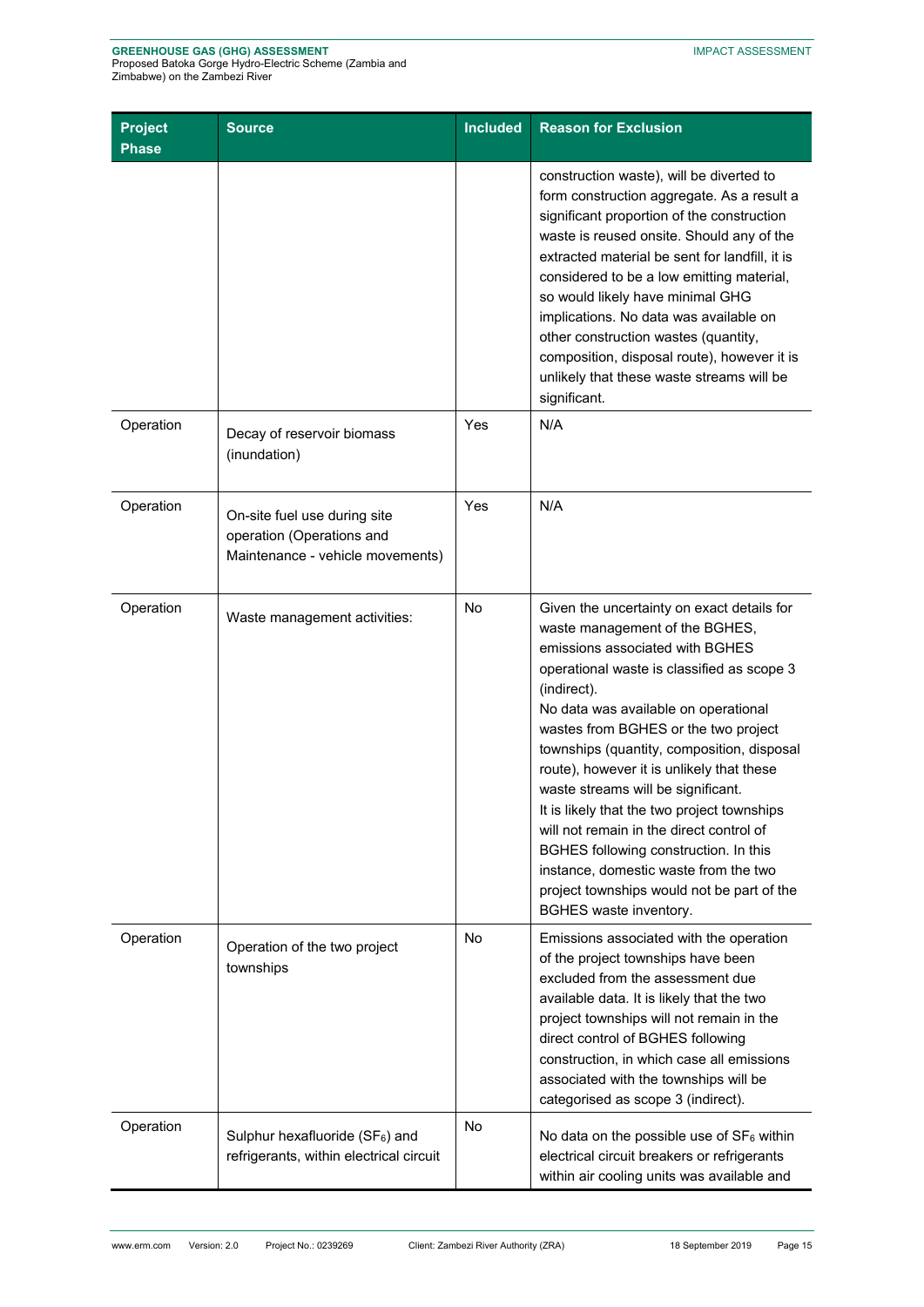| Project Phase | Source | Included | Reason for Exclusion |
|---|---|---|---|
| | | | construction waste), will be diverted to form construction aggregate. As a result a significant proportion of the construction waste is reused onsite. Should any of the extracted material be sent for landfill, it is considered to be a low emitting material, so would likely have minimal GHG implications. No data was available on other construction wastes (quantity, composition, disposal route), however it is unlikely that these waste streams will be significant. |
| Operation | Decay of reservoir biomass (inundation) | Yes | N/A |
| Operation | On-site fuel use during site operation (Operations and Maintenance - vehicle movements) | Yes | N/A |
| Operation | Waste management activities: | No | Given the uncertainty on exact details for waste management of the BGHES, emissions associated with BGHES operational waste is classified as scope 3 (indirect). No data was available on operational wastes from BGHES or the two project townships (quantity, composition, disposal route), however it is unlikely that these waste streams will be significant. It is likely that the two project townships will not remain in the direct control of BGHES following construction. In this instance, domestic waste from the two project townships would not be part of the BGHES waste inventory. |
| Operation | Operation of the two project townships | No | Emissions associated with the operation of the project townships have been excluded from the assessment due available data. It is likely that the two project townships will not remain in the direct control of BGHES following construction, in which case all emissions associated with the townships will be categorised as scope 3 (indirect). |
| Operation | Sulphur hexafluoride ($SF_6$) and refrigerants, within electrical circuit | No | No data on the possible use of $SF_6$ within electrical circuit breakers or refrigerants within air cooling units was available and |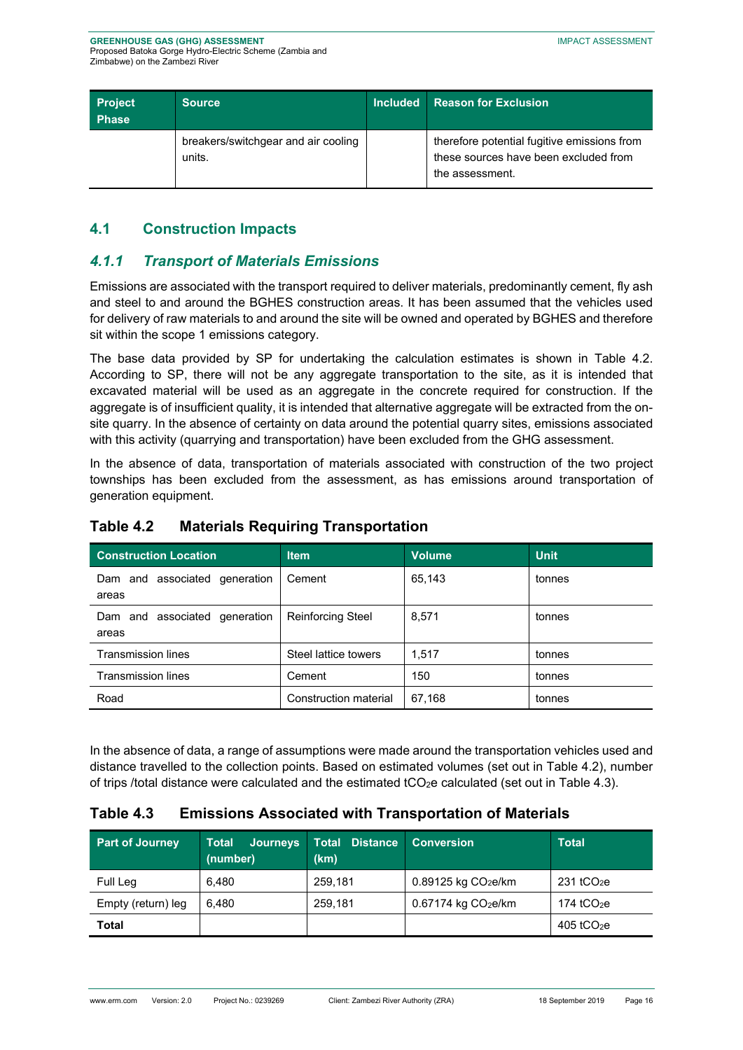| Project Phase | Source | Included | Reason for Exclusion |
|---|---|---|---|
| | breakers/switchgear and air cooling units. | | therefore potential fugitive emissions from these sources have been excluded from the assessment. |

## 4.1 Construction Impacts

### *4.1.1 Transport of Materials Emissions*

Emissions are associated with the transport required to deliver materials, predominantly cement, fly ash and steel to and around the BGHES construction areas. It has been assumed that the vehicles used for delivery of raw materials to and around the site will be owned and operated by BGHES and therefore sit within the scope 1 emissions category.

The base data provided by SP for undertaking the calculation estimates is shown in Table 4.2. According to SP, there will not be any aggregate transportation to the site, as it is intended that excavated material will be used as an aggregate in the concrete required for construction. If the aggregate is of insufficient quality, it is intended that alternative aggregate will be extracted from the on-site quarry. In the absence of certainty on data around the potential quarry sites, emissions associated with this activity (quarrying and transportation) have been excluded from the GHG assessment.

In the absence of data, transportation of materials associated with construction of the two project townships has been excluded from the assessment, as has emissions around transportation of generation equipment.

**Table 4.2 Materials Requiring Transportation**

| Construction Location | Item | Volume | Unit |
|---|---|---|---|
| Dam and associated generation areas | Cement | 65,143 | tonnes |
| Dam and associated generation areas | Reinforcing Steel | 8,571 | tonnes |
| Transmission lines | Steel lattice towers | 1,517 | tonnes |
| Transmission lines | Cement | 150 | tonnes |
| Road | Construction material | 67,168 | tonnes |

In the absence of data, a range of assumptions were made around the transportation vehicles used and distance travelled to the collection points. Based on estimated volumes (set out in Table 4.2), number of trips /total distance were calculated and the estimated $tCO_2e$ calculated (set out in Table 4.3).

**Table 4.3 Emissions Associated with Transportation of Materials**

| Part of Journey | Total Journeys (number) | Total Distance (km) | Conversion | Total |
|---|---|---|---|---|
| Full Leg | 6,480 | 259,181 | 0.89125 kg $CO_2e$/km | 231 $tCO_2e$ |
| Empty (return) leg | 6,480 | 259,181 | 0.67174 kg $CO_2e$/km | 174 $tCO_2e$ |
| **Total** | | | | 405 $tCO_2e$ |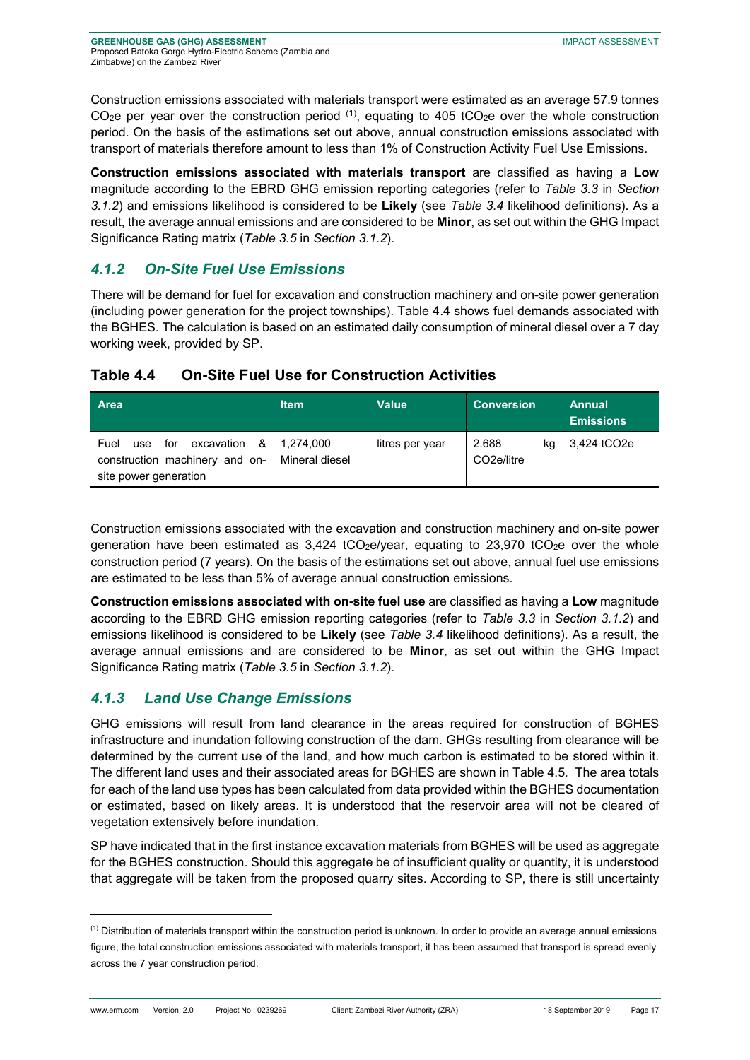Construction emissions associated with materials transport were estimated as an average 57.9 tonnes $CO_2$e per year over the construction period [1], equating to 405 t$CO_2$e over the whole construction period. On the basis of the estimations set out above, annual construction emissions associated with transport of materials therefore amount to less than 1% of Construction Activity Fuel Use Emissions.

**Construction emissions associated with materials transport** are classified as having a **Low** magnitude according to the EBRD GHG emission reporting categories (refer to *Table 3.3* in *Section 3.1.2*) and emissions likelihood is considered to be **Likely** (see *Table 3.4* likelihood definitions). As a result, the average annual emissions and are considered to be **Minor**, as set out within the GHG Impact Significance Rating matrix (*Table 3.5* in *Section 3.1.2*).

### *4.1.2 On-Site Fuel Use Emissions*

There will be demand for fuel for excavation and construction machinery and on-site power generation (including power generation for the project townships). Table 4.4 shows fuel demands associated with the BGHES. The calculation is based on an estimated daily consumption of mineral diesel over a 7 day working week, provided by SP.

**Table 4.4 On-Site Fuel Use for Construction Activities**

| Area | Item | Value | Conversion | Annual Emissions |
|---|---|---|---|---|
| Fuel use for excavation & construction machinery and on-site power generation | 1,274,000 Mineral diesel | litres per year | 2.688 kg CO2e/litre | 3,424 tCO2e |

Construction emissions associated with the excavation and construction machinery and on-site power generation have been estimated as 3,424 t$CO_2$e/year, equating to 23,970 t$CO_2$e over the whole construction period (7 years). On the basis of the estimations set out above, annual fuel use emissions are estimated to be less than 5% of average annual construction emissions.

**Construction emissions associated with on-site fuel use** are classified as having a **Low** magnitude according to the EBRD GHG emission reporting categories (refer to *Table 3.3* in *Section 3.1.2*) and emissions likelihood is considered to be **Likely** (see *Table 3.4* likelihood definitions). As a result, the average annual emissions and are considered to be **Minor**, as set out within the GHG Impact Significance Rating matrix (*Table 3.5* in *Section 3.1.2*).

### *4.1.3 Land Use Change Emissions*

GHG emissions will result from land clearance in the areas required for construction of BGHES infrastructure and inundation following construction of the dam. GHGs resulting from clearance will be determined by the current use of the land, and how much carbon is estimated to be stored within it. The different land uses and their associated areas for BGHES are shown in Table 4.5. The area totals for each of the land use types has been calculated from data provided within the BGHES documentation or estimated, based on likely areas. It is understood that the reservoir area will not be cleared of vegetation extensively before inundation.

SP have indicated that in the first instance excavation materials from BGHES will be used as aggregate for the BGHES construction. Should this aggregate be of insufficient quality or quantity, it is understood that aggregate will be taken from the proposed quarry sites. According to SP, there is still uncertainty

---

[1] Distribution of materials transport within the construction period is unknown. In order to provide an average annual emissions figure, the total construction emissions associated with materials transport, it has been assumed that transport is spread evenly across the 7 year construction period.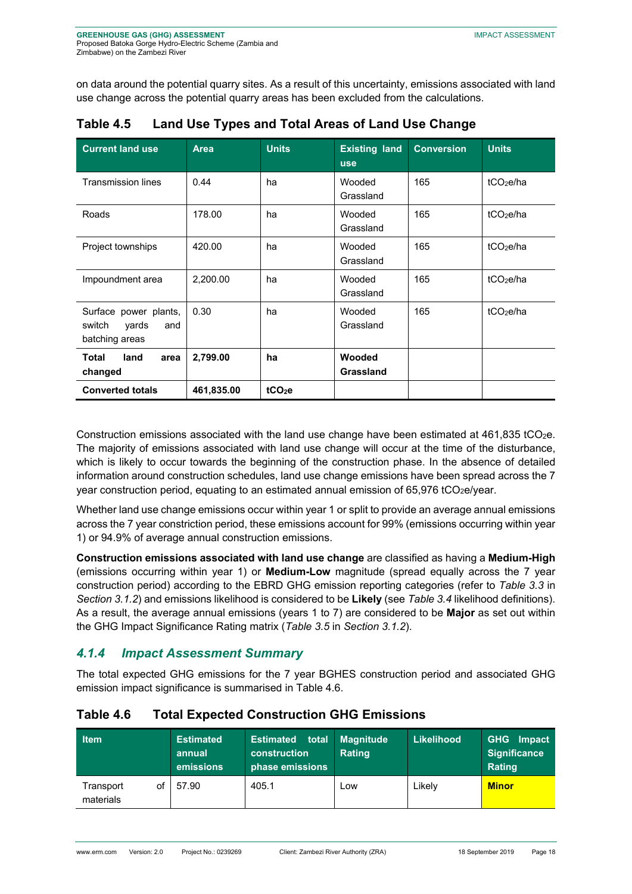on data around the potential quarry sites. As a result of this uncertainty, emissions associated with land use change across the potential quarry areas has been excluded from the calculations.

### Table 4.5 Land Use Types and Total Areas of Land Use Change

| Current land use | Area | Units | Existing land use | Conversion | Units |
|---|---|---|---|---|---|
| Transmission lines | 0.44 | ha | Wooded Grassland | 165 | $tCO_2e/ha$ |
| Roads | 178.00 | ha | Wooded Grassland | 165 | $tCO_2e/ha$ |
| Project townships | 420.00 | ha | Wooded Grassland | 165 | $tCO_2e/ha$ |
| Impoundment area | 2,200.00 | ha | Wooded Grassland | 165 | $tCO_2e/ha$ |
| Surface power plants, switch yards and batching areas | 0.30 | ha | Wooded Grassland | 165 | $tCO_2e/ha$ |
| **Total land area changed** | **2,799.00** | **ha** | **Wooded Grassland** | | |
| **Converted totals** | **461,835.00** | **$tCO_2e$** | | | |

Construction emissions associated with the land use change have been estimated at 461,835 $tCO_2e$. The majority of emissions associated with land use change will occur at the time of the disturbance, which is likely to occur towards the beginning of the construction phase. In the absence of detailed information around construction schedules, land use change emissions have been spread across the 7 year construction period, equating to an estimated annual emission of 65,976 $tCO_2e$/year.

Whether land use change emissions occur within year 1 or split to provide an average annual emissions across the 7 year constriction period, these emissions account for 99% (emissions occurring within year 1) or 94.9% of average annual construction emissions.

**Construction emissions associated with land use change** are classified as having a **Medium-High** (emissions occurring within year 1) or **Medium-Low** magnitude (spread equally across the 7 year construction period) according to the EBRD GHG emission reporting categories (refer to *Table 3.3* in *Section 3.1.2*) and emissions likelihood is considered to be **Likely** (see *Table 3.4* likelihood definitions). As a result, the average annual emissions (years 1 to 7) are considered to be **Major** as set out within the GHG Impact Significance Rating matrix (*Table 3.5* in *Section 3.1.2*).

### *4.1.4 Impact Assessment Summary*

The total expected GHG emissions for the 7 year BGHES construction period and associated GHG emission impact significance is summarised in Table 4.6.

### Table 4.6 Total Expected Construction GHG Emissions

| Item | Estimated annual emissions | Estimated total construction phase emissions | Magnitude Rating | Likelihood | GHG Impact Significance Rating |
|---|---|---|---|---|---|
| Transport of materials | 57.90 | 405.1 | Low | Likely | **Minor** |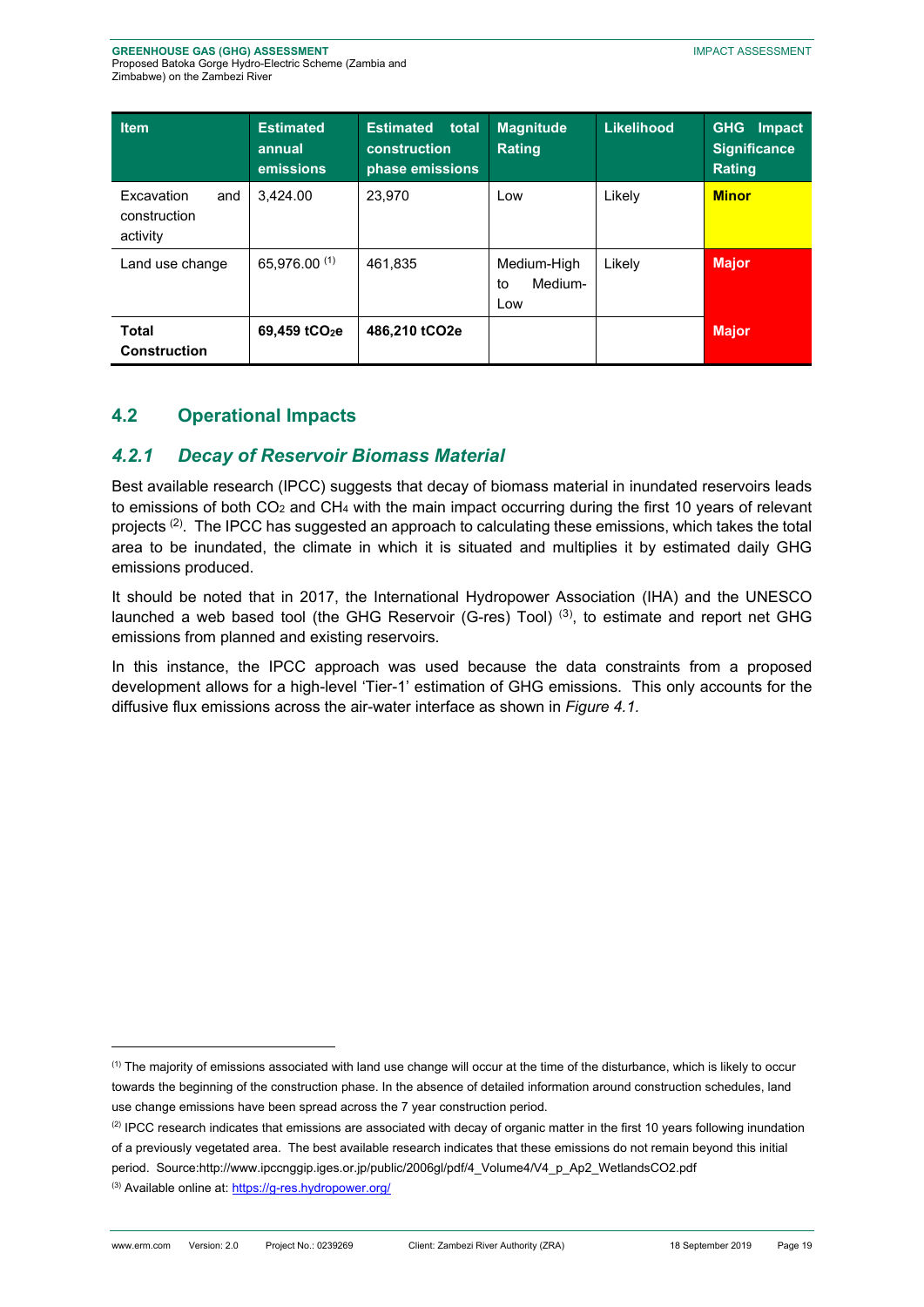| Item | Estimated annual emissions | Estimated total construction phase emissions | Magnitude Rating | Likelihood | GHG Impact Significance Rating |
|---|---|---|---|---|---|
| Excavation and construction activity | 3,424.00 | 23,970 | Low | Likely | **Minor** |
| Land use change | 65,976.00 [1] | 461,835 | Medium-High to Medium-Low | Likely | **Major** |
| **Total Construction** | **69,459 $tCO_2e$** | **486,210 $tCO_2e$** | | | **Major** |

## 4.2 Operational Impacts

### *4.2.1 Decay of Reservoir Biomass Material*

Best available research (IPCC) suggests that decay of biomass material in inundated reservoirs leads to emissions of both $CO_2$ and $CH_4$ with the main impact occurring during the first 10 years of relevant projects [2]. The IPCC has suggested an approach to calculating these emissions, which takes the total area to be inundated, the climate in which it is situated and multiplies it by estimated daily GHG emissions produced.

It should be noted that in 2017, the International Hydropower Association (IHA) and the UNESCO launched a web based tool (the GHG Reservoir (G-res) Tool) [3], to estimate and report net GHG emissions from planned and existing reservoirs.

In this instance, the IPCC approach was used because the data constraints from a proposed development allows for a high-level 'Tier-1' estimation of GHG emissions. This only accounts for the diffusive flux emissions across the air-water interface as shown in *Figure 4.1.*

---

[1] The majority of emissions associated with land use change will occur at the time of the disturbance, which is likely to occur towards the beginning of the construction phase. In the absence of detailed information around construction schedules, land use change emissions have been spread across the 7 year construction period.

[2] IPCC research indicates that emissions are associated with decay of organic matter in the first 10 years following inundation of a previously vegetated area. The best available research indicates that these emissions do not remain beyond this initial period. Source:http://www.ipccnggip.iges.or.jp/public/2006gl/pdf/4_Volume4/V4_p_Ap2_WetlandsCO2.pdf

[3] Available online at: https://g-res.hydropower.org/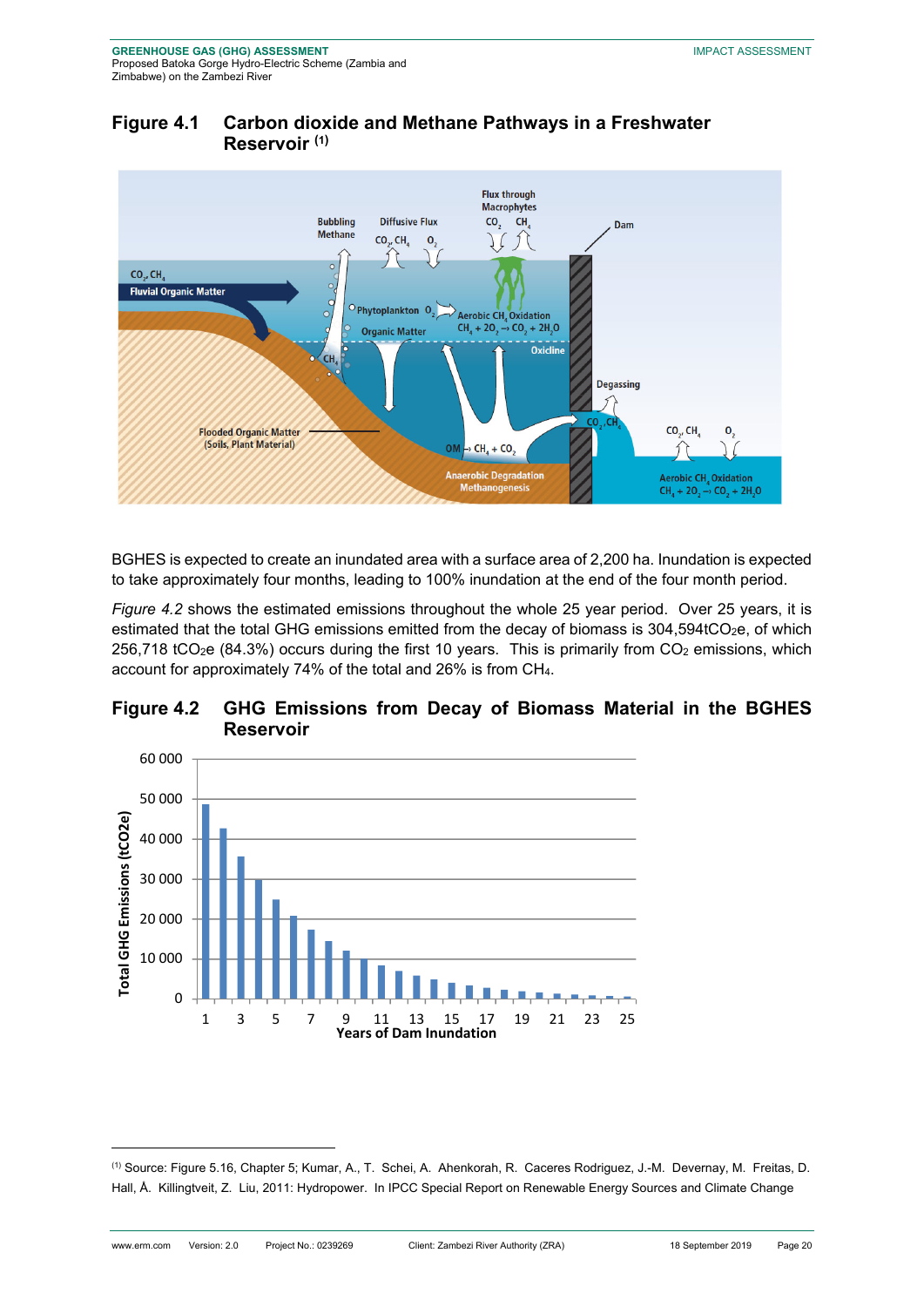## Figure 4.1 Carbon dioxide and Methane Pathways in a Freshwater Reservoir [(1)]

BGHES is expected to create an inundated area with a surface area of 2,200 ha. Inundation is expected to take approximately four months, leading to 100% inundation at the end of the four month period.

*Figure 4.2* shows the estimated emissions throughout the whole 25 year period. Over 25 years, it is estimated that the total GHG emissions emitted from the decay of biomass is 304,594t$CO_2$e, of which 256,718 t$CO_2$e (84.3%) occurs during the first 10 years. This is primarily from $CO_2$ emissions, which account for approximately 74% of the total and 26% is from $CH_4$.

## Figure 4.2 GHG Emissions from Decay of Biomass Material in the BGHES Reservoir

---

[(1)] Source: Figure 5.16, Chapter 5; Kumar, A., T. Schei, A. Ahenkorah, R. Caceres Rodriguez, J.-M. Devernay, M. Freitas, D. Hall, Å. Killingtveit, Z. Liu, 2011: Hydropower. In IPCC Special Report on Renewable Energy Sources and Climate Change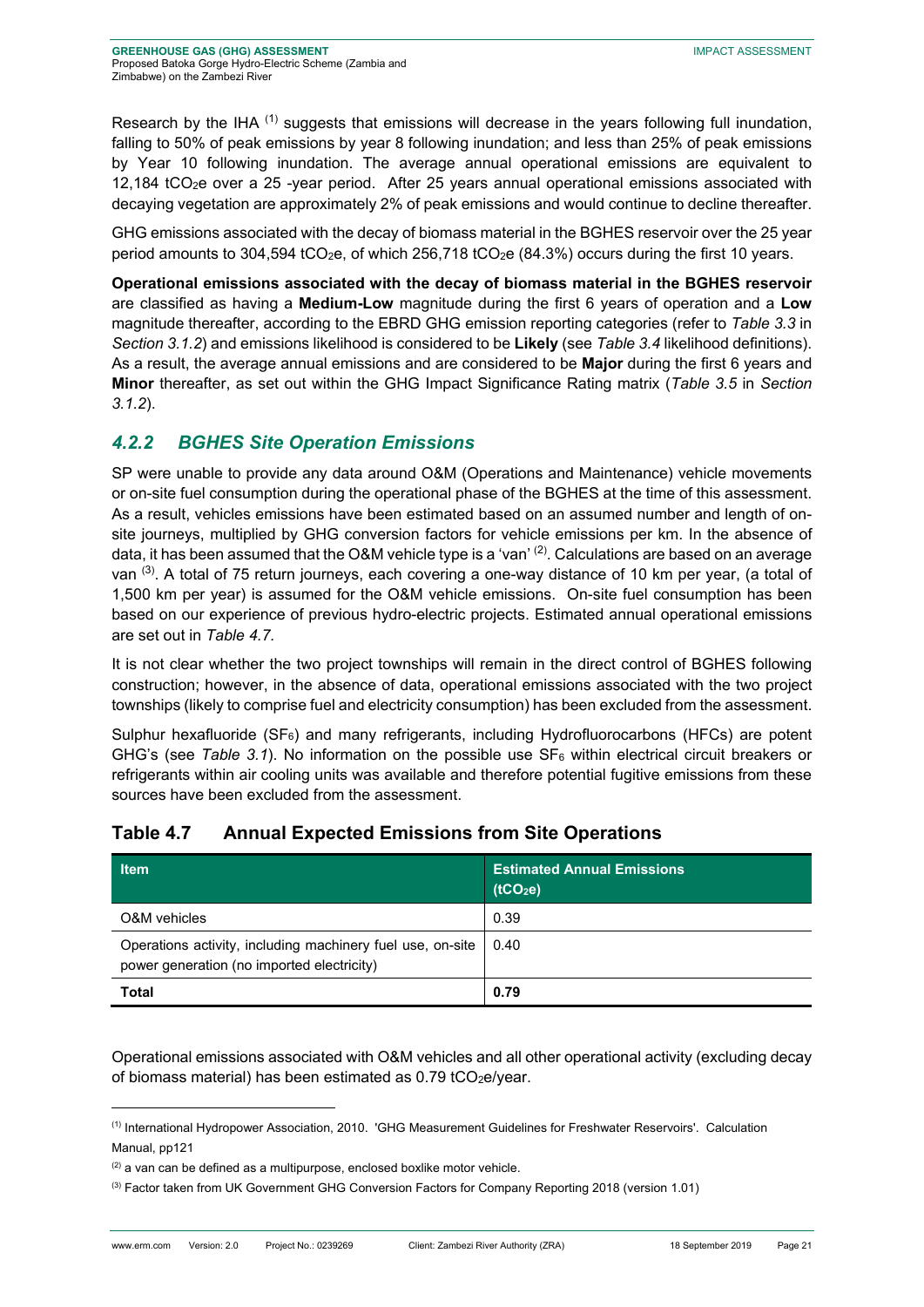Research by the IHA [1] suggests that emissions will decrease in the years following full inundation, falling to 50% of peak emissions by year 8 following inundation; and less than 25% of peak emissions by Year 10 following inundation. The average annual operational emissions are equivalent to 12,184 $tCO_2e$ over a 25 -year period. After 25 years annual operational emissions associated with decaying vegetation are approximately 2% of peak emissions and would continue to decline thereafter.

GHG emissions associated with the decay of biomass material in the BGHES reservoir over the 25 year period amounts to 304,594 $tCO_2e$, of which 256,718 $tCO_2e$ (84.3%) occurs during the first 10 years.

**Operational emissions associated with the decay of biomass material in the BGHES reservoir** are classified as having a **Medium-Low** magnitude during the first 6 years of operation and a **Low** magnitude thereafter, according to the EBRD GHG emission reporting categories (refer to *Table 3.3* in *Section 3.1.2*) and emissions likelihood is considered to be **Likely** (see *Table 3.4* likelihood definitions). As a result, the average annual emissions and are considered to be **Major** during the first 6 years and **Minor** thereafter, as set out within the GHG Impact Significance Rating matrix (*Table 3.5* in *Section 3.1.2*).

### *4.2.2 BGHES Site Operation Emissions*

SP were unable to provide any data around O&M (Operations and Maintenance) vehicle movements or on-site fuel consumption during the operational phase of the BGHES at the time of this assessment. As a result, vehicles emissions have been estimated based on an assumed number and length of on-site journeys, multiplied by GHG conversion factors for vehicle emissions per km. In the absence of data, it has been assumed that the O&M vehicle type is a 'van' [2]. Calculations are based on an average van [3]. A total of 75 return journeys, each covering a one-way distance of 10 km per year, (a total of 1,500 km per year) is assumed for the O&M vehicle emissions. On-site fuel consumption has been based on our experience of previous hydro-electric projects. Estimated annual operational emissions are set out in *Table 4.7*.

It is not clear whether the two project townships will remain in the direct control of BGHES following construction; however, in the absence of data, operational emissions associated with the two project townships (likely to comprise fuel and electricity consumption) has been excluded from the assessment.

Sulphur hexafluoride ($SF_6$) and many refrigerants, including Hydrofluorocarbons (HFCs) are potent GHG's (see *Table 3.1*). No information on the possible use $SF_6$ within electrical circuit breakers or refrigerants within air cooling units was available and therefore potential fugitive emissions from these sources have been excluded from the assessment.

## Table 4.7 Annual Expected Emissions from Site Operations

| Item | Estimated Annual Emissions ($tCO_2e$) |
|---|---|
| O&M vehicles | 0.39 |
| Operations activity, including machinery fuel use, on-site power generation (no imported electricity) | 0.40 |
| **Total** | **0.79** |

Operational emissions associated with O&M vehicles and all other operational activity (excluding decay of biomass material) has been estimated as 0.79 $tCO_2e$/year.

[1] International Hydropower Association, 2010. 'GHG Measurement Guidelines for Freshwater Reservoirs'. Calculation Manual, pp121

[2] a van can be defined as a multipurpose, enclosed boxlike motor vehicle.

[3] Factor taken from UK Government GHG Conversion Factors for Company Reporting 2018 (version 1.01)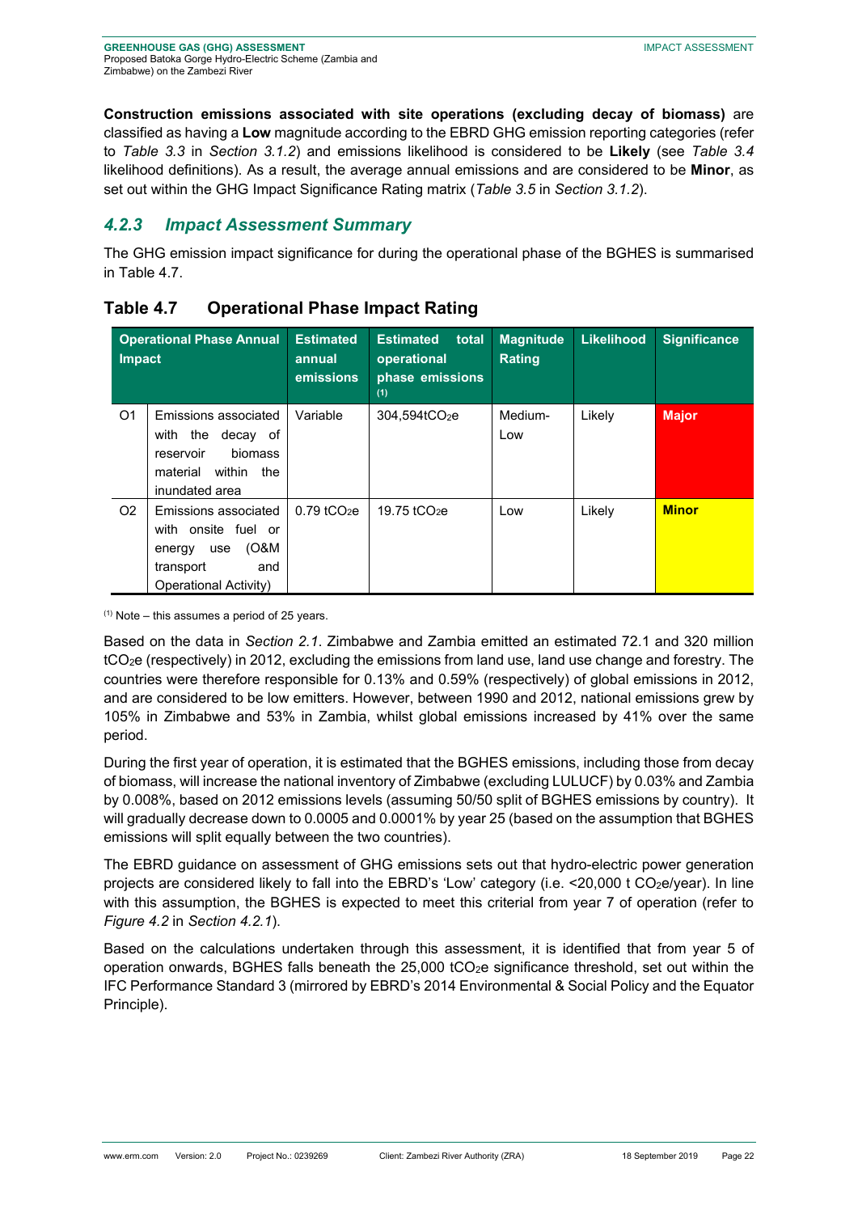**Construction emissions associated with site operations (excluding decay of biomass)** are classified as having a **Low** magnitude according to the EBRD GHG emission reporting categories (refer to *Table 3.3* in *Section 3.1.2*) and emissions likelihood is considered to be **Likely** (see *Table 3.4* likelihood definitions). As a result, the average annual emissions and are considered to be **Minor**, as set out within the GHG Impact Significance Rating matrix (*Table 3.5* in *Section 3.1.2*).

### *4.2.3 Impact Assessment Summary*

The GHG emission impact significance for during the operational phase of the BGHES is summarised in Table 4.7.

## Table 4.7 Operational Phase Impact Rating

| Operational Phase Annual Impact | | Estimated annual emissions | Estimated total operational phase emissions (1) | Magnitude Rating | Likelihood | Significance |
|---|---|---|---|---|---|---|
| O1 | Emissions associated with the decay of reservoir biomass material within the inundated area | Variable | 304,594t$CO_2$e | Medium-Low | Likely | **Major** |
| O2 | Emissions associated with onsite fuel or energy use (O&M transport and Operational Activity) | 0.79 t$CO_2$e | 19.75 t$CO_2$e | Low | Likely | **Minor** |

(1) Note – this assumes a period of 25 years.

Based on the data in *Section 2.1*. Zimbabwe and Zambia emitted an estimated 72.1 and 320 million t$CO_2$e (respectively) in 2012, excluding the emissions from land use, land use change and forestry. The countries were therefore responsible for 0.13% and 0.59% (respectively) of global emissions in 2012, and are considered to be low emitters. However, between 1990 and 2012, national emissions grew by 105% in Zimbabwe and 53% in Zambia, whilst global emissions increased by 41% over the same period.

During the first year of operation, it is estimated that the BGHES emissions, including those from decay of biomass, will increase the national inventory of Zimbabwe (excluding LULUCF) by 0.03% and Zambia by 0.008%, based on 2012 emissions levels (assuming 50/50 split of BGHES emissions by country). It will gradually decrease down to 0.0005 and 0.0001% by year 25 (based on the assumption that BGHES emissions will split equally between the two countries).

The EBRD guidance on assessment of GHG emissions sets out that hydro-electric power generation projects are considered likely to fall into the EBRD's 'Low' category (i.e. <20,000 t $CO_2$e/year). In line with this assumption, the BGHES is expected to meet this criterial from year 7 of operation (refer to *Figure 4.2* in *Section 4.2.1*).

Based on the calculations undertaken through this assessment, it is identified that from year 5 of operation onwards, BGHES falls beneath the 25,000 t$CO_2$e significance threshold, set out within the IFC Performance Standard 3 (mirrored by EBRD's 2014 Environmental & Social Policy and the Equator Principle).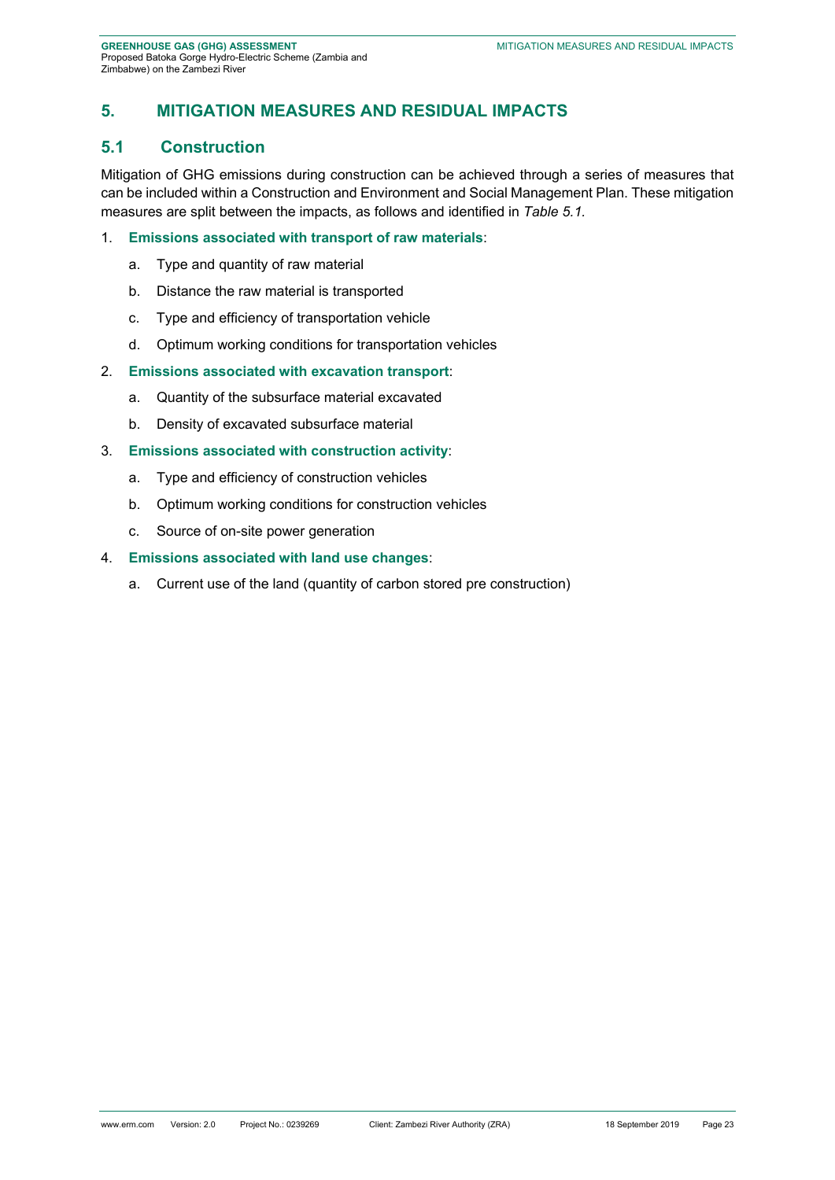# 5. MITIGATION MEASURES AND RESIDUAL IMPACTS

## 5.1 Construction

Mitigation of GHG emissions during construction can be achieved through a series of measures that can be included within a Construction and Environment and Social Management Plan. These mitigation measures are split between the impacts, as follows and identified in *Table 5.1.*

1. **Emissions associated with transport of raw materials**:
    a. Type and quantity of raw material
    b. Distance the raw material is transported
    c. Type and efficiency of transportation vehicle
    d. Optimum working conditions for transportation vehicles
2. **Emissions associated with excavation transport**:
    a. Quantity of the subsurface material excavated
    b. Density of excavated subsurface material
3. **Emissions associated with construction activity**:
    a. Type and efficiency of construction vehicles
    b. Optimum working conditions for construction vehicles
    c. Source of on-site power generation
4. **Emissions associated with land use changes**:
    a. Current use of the land (quantity of carbon stored pre construction)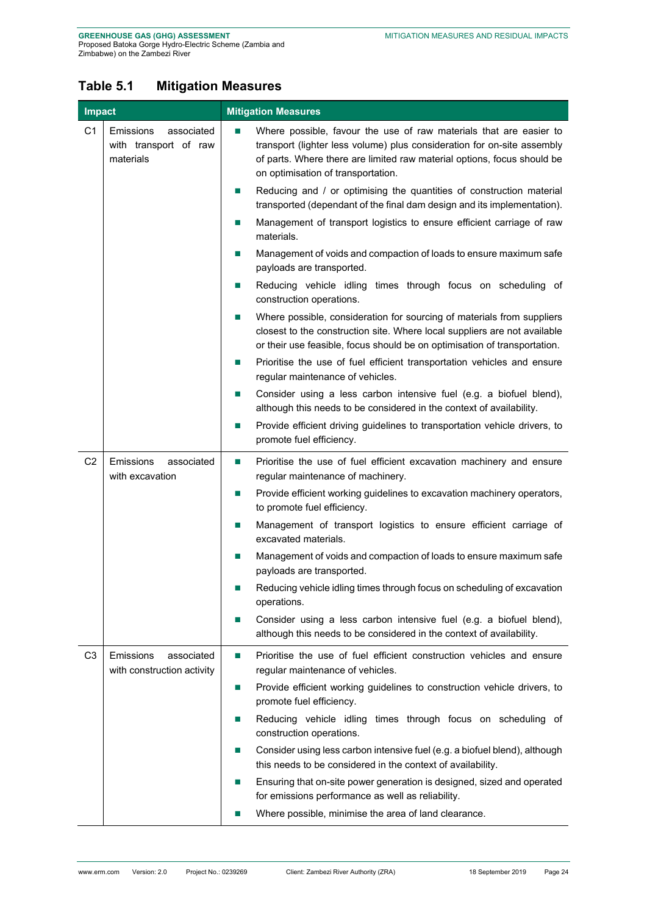## Table 5.1 Mitigation Measures

| Impact | | Mitigation Measures |
|---|---|---|
| C1 | Emissions associated with transport of raw materials | ■ Where possible, favour the use of raw materials that are easier to transport (lighter less volume) plus consideration for on-site assembly of parts. Where there are limited raw material options, focus should be on optimisation of transportation.<br>■ Reducing and / or optimising the quantities of construction material transported (dependant of the final dam design and its implementation).<br>■ Management of transport logistics to ensure efficient carriage of raw materials.<br>■ Management of voids and compaction of loads to ensure maximum safe payloads are transported.<br>■ Reducing vehicle idling times through focus on scheduling of construction operations.<br>■ Where possible, consideration for sourcing of materials from suppliers closest to the construction site. Where local suppliers are not available or their use feasible, focus should be on optimisation of transportation.<br>■ Prioritise the use of fuel efficient transportation vehicles and ensure regular maintenance of vehicles.<br>■ Consider using a less carbon intensive fuel (e.g. a biofuel blend), although this needs to be considered in the context of availability.<br>■ Provide efficient driving guidelines to transportation vehicle drivers, to promote fuel efficiency. |
| C2 | Emissions associated with excavation | ■ Prioritise the use of fuel efficient excavation machinery and ensure regular maintenance of machinery.<br>■ Provide efficient working guidelines to excavation machinery operators, to promote fuel efficiency.<br>■ Management of transport logistics to ensure efficient carriage of excavated materials.<br>■ Management of voids and compaction of loads to ensure maximum safe payloads are transported.<br>■ Reducing vehicle idling times through focus on scheduling of excavation operations.<br>■ Consider using a less carbon intensive fuel (e.g. a biofuel blend), although this needs to be considered in the context of availability. |
| C3 | Emissions associated with construction activity | ■ Prioritise the use of fuel efficient construction vehicles and ensure regular maintenance of vehicles.<br>■ Provide efficient working guidelines to construction vehicle drivers, to promote fuel efficiency.<br>■ Reducing vehicle idling times through focus on scheduling of construction operations.<br>■ Consider using less carbon intensive fuel (e.g. a biofuel blend), although this needs to be considered in the context of availability.<br>■ Ensuring that on-site power generation is designed, sized and operated for emissions performance as well as reliability.<br>■ Where possible, minimise the area of land clearance. |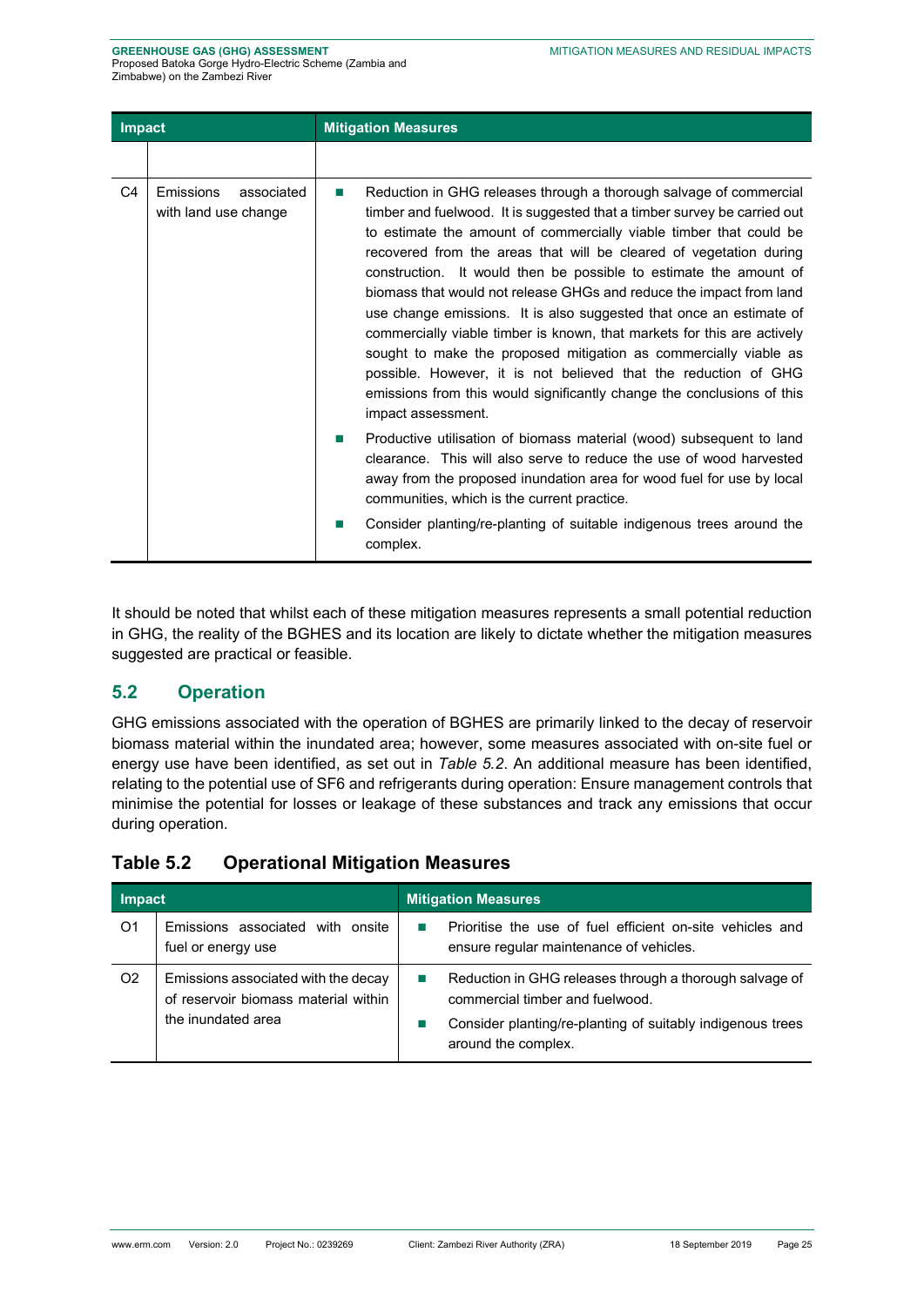| Impact | | Mitigation Measures |
|---|---|---|
| | | |
| C4 | Emissions associated with land use change | ■ Reduction in GHG releases through a thorough salvage of commercial timber and fuelwood. It is suggested that a timber survey be carried out to estimate the amount of commercially viable timber that could be recovered from the areas that will be cleared of vegetation during construction. It would then be possible to estimate the amount of biomass that would not release GHGs and reduce the impact from land use change emissions. It is also suggested that once an estimate of commercially viable timber is known, that markets for this are actively sought to make the proposed mitigation as commercially viable as possible. However, it is not believed that the reduction of GHG emissions from this would significantly change the conclusions of this impact assessment.<br>■ Productive utilisation of biomass material (wood) subsequent to land clearance. This will also serve to reduce the use of wood harvested away from the proposed inundation area for wood fuel for use by local communities, which is the current practice.<br>■ Consider planting/re-planting of suitable indigenous trees around the complex. |

It should be noted that whilst each of these mitigation measures represents a small potential reduction in GHG, the reality of the BGHES and its location are likely to dictate whether the mitigation measures suggested are practical or feasible.

## 5.2 Operation

GHG emissions associated with the operation of BGHES are primarily linked to the decay of reservoir biomass material within the inundated area; however, some measures associated with on-site fuel or energy use have been identified, as set out in *Table 5.2*. An additional measure has been identified, relating to the potential use of SF6 and refrigerants during operation: Ensure management controls that minimise the potential for losses or leakage of these substances and track any emissions that occur during operation.

### Table 5.2 Operational Mitigation Measures

| Impact | | Mitigation Measures |
|---|---|---|
| O1 | Emissions associated with onsite fuel or energy use | ■ Prioritise the use of fuel efficient on-site vehicles and ensure regular maintenance of vehicles. |
| O2 | Emissions associated with the decay of reservoir biomass material within the inundated area | ■ Reduction in GHG releases through a thorough salvage of commercial timber and fuelwood.<br>■ Consider planting/re-planting of suitably indigenous trees around the complex. |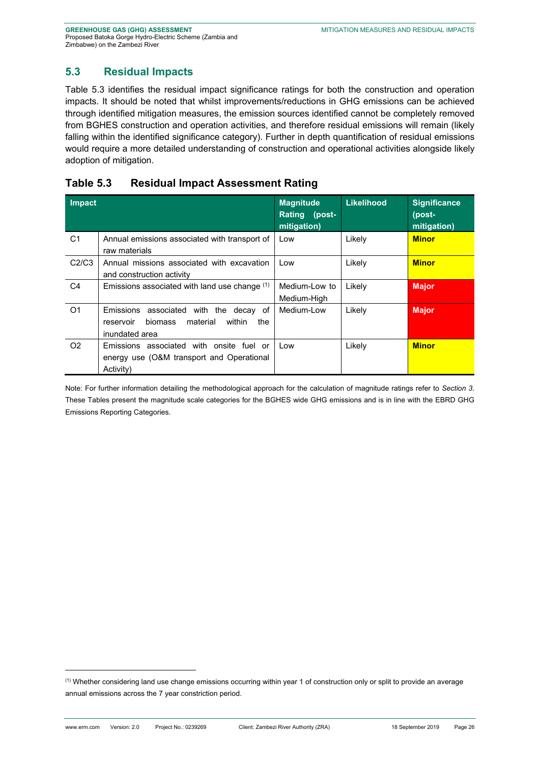## 5.3 Residual Impacts

Table 5.3 identifies the residual impact significance ratings for both the construction and operation impacts. It should be noted that whilst improvements/reductions in GHG emissions can be achieved through identified mitigation measures, the emission sources identified cannot be completely removed from BGHES construction and operation activities, and therefore residual emissions will remain (likely falling within the identified significance category). Further in depth quantification of residual emissions would require a more detailed understanding of construction and operational activities alongside likely adoption of mitigation.

### Table 5.3 Residual Impact Assessment Rating

| Impact | | Magnitude Rating (post-mitigation) | Likelihood | Significance (post-mitigation) |
|---|---|---|---|---|
| C1 | Annual emissions associated with transport of raw materials | Low | Likely | **Minor** |
| C2/C3 | Annual missions associated with excavation and construction activity | Low | Likely | **Minor** |
| C4 | Emissions associated with land use change [(1)] | Medium-Low to Medium-High | Likely | **Major** |
| O1 | Emissions associated with the decay of reservoir biomass material within the inundated area | Medium-Low | Likely | **Major** |
| O2 | Emissions associated with onsite fuel or energy use (O&M transport and Operational Activity) | Low | Likely | **Minor** |

Note: For further information detailing the methodological approach for the calculation of magnitude ratings refer to *Section 3*. These Tables present the magnitude scale categories for the BGHES wide GHG emissions and is in line with the EBRD GHG Emissions Reporting Categories.

[(1)] Whether considering land use change emissions occurring within year 1 of construction only or split to provide an average annual emissions across the 7 year constriction period.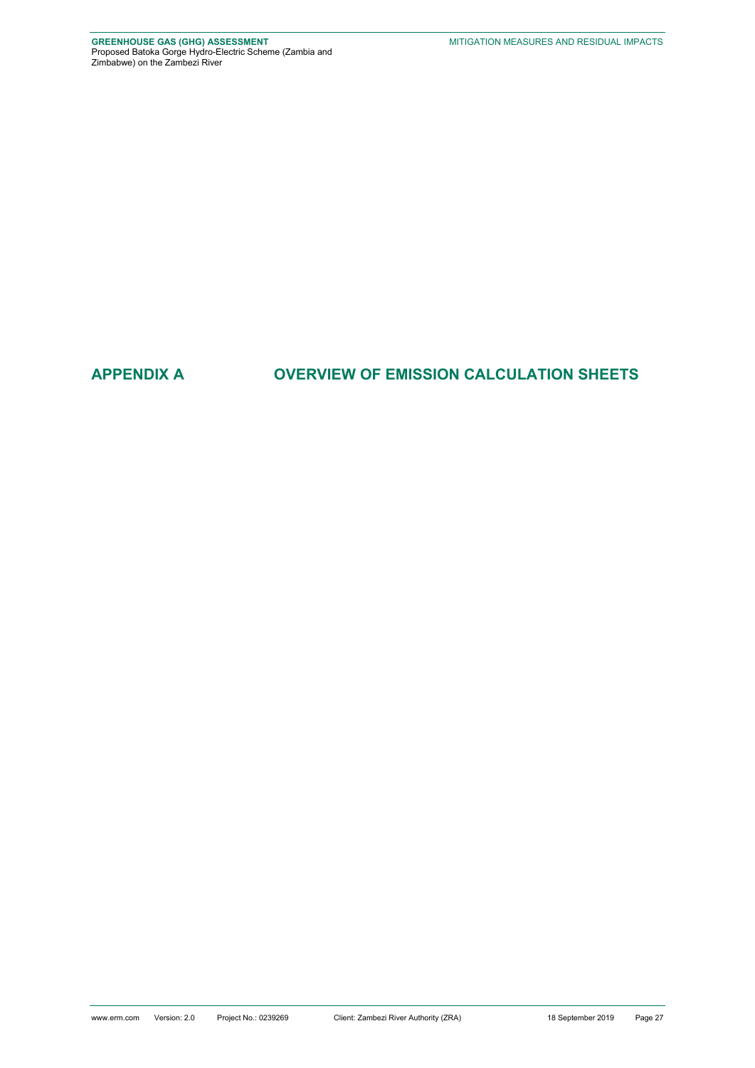# APPENDIX A OVERVIEW OF EMISSION CALCULATION SHEETS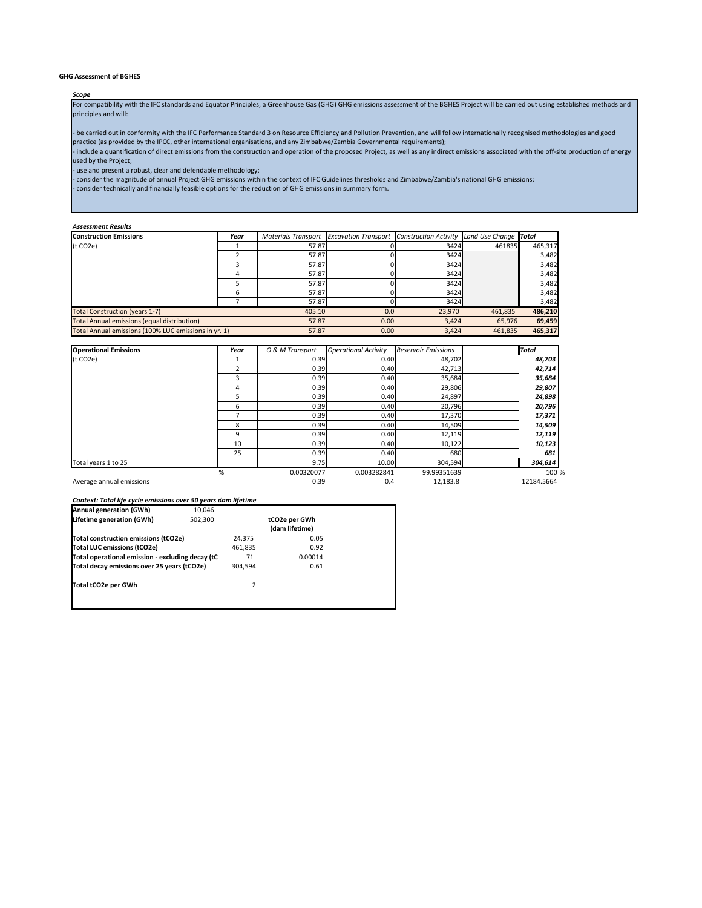**GHG Assessment of BGHES**

***Scope***

For compatibility with the IFC standards and Equator Principles, a Greenhouse Gas (GHG) GHG emissions assessment of the BGHES Project will be carried out using established methods and principles and will:

- be carried out in conformity with the IFC Performance Standard 3 on Resource Efficiency and Pollution Prevention, and will follow internationally recognised methodologies and good practice (as provided by the IPCC, other international organisations, and any Zimbabwe/Zambia Governmental requirements);
- include a quantification of direct emissions from the construction and operation of the proposed Project, as well as any indirect emissions associated with the off-site production of energy used by the Project;
- use and present a robust, clear and defendable methodology;
- consider the magnitude of annual Project GHG emissions within the context of IFC Guidelines thresholds and Zimbabwe/Zambia's national GHG emissions;
- consider technically and financially feasible options for the reduction of GHG emissions in summary form.

***Assessment Results***

| **Construction Emissions** | ***Year*** | *Materials Transport* | *Excavation Transport* | *Construction Activity* | *Land Use Change* | ***Total*** |
|---|---|---|---|---|---|---|
| (t CO2e) | 1 | 57.87 | 0 | 3424 | 461835 | 465,317 |
| | 2 | 57.87 | 0 | 3424 | | 3,482 |
| | 3 | 57.87 | 0 | 3424 | | 3,482 |
| | 4 | 57.87 | 0 | 3424 | | 3,482 |
| | 5 | 57.87 | 0 | 3424 | | 3,482 |
| | 6 | 57.87 | 0 | 3424 | | 3,482 |
| | 7 | 57.87 | 0 | 3424 | | 3,482 |
| Total Construction (years 1-7) | | 405.10 | 0.0 | 23,970 | 461,835 | **486,210** |
| Total Annual emissions (equal distribution) | | 57.87 | 0.00 | 3,424 | 65,976 | **69,459** |
| Total Annual emissions (100% LUC emissions in yr. 1) | | 57.87 | 0.00 | 3,424 | 461,835 | **465,317** |

| **Operational Emissions** | ***Year*** | *O & M Transport* | *Operational Activity* | *Reservoir Emissions* | | ***Total*** |
|---|---|---|---|---|---|---|
| (t CO2e) | 1 | 0.39 | 0.40 | 48,702 | | ***48,703*** |
| | 2 | 0.39 | 0.40 | 42,713 | | ***42,714*** |
| | 3 | 0.39 | 0.40 | 35,684 | | ***35,684*** |
| | 4 | 0.39 | 0.40 | 29,806 | | ***29,807*** |
| | 5 | 0.39 | 0.40 | 24,897 | | ***24,898*** |
| | 6 | 0.39 | 0.40 | 20,796 | | ***20,796*** |
| | 7 | 0.39 | 0.40 | 17,370 | | ***17,371*** |
| | 8 | 0.39 | 0.40 | 14,509 | | ***14,509*** |
| | 9 | 0.39 | 0.40 | 12,119 | | ***12,119*** |
| | 10 | 0.39 | 0.40 | 10,122 | | ***10,123*** |
| | 25 | 0.39 | 0.40 | 680 | | ***681*** |
| Total years 1 to 25 | | 9.75 | 10.00 | 304,594 | | ***304,614*** |
| | % | 0.00320077 | 0.003282841 | 99.99351639 | | 100 % |
| Average annual emissions | | 0.39 | 0.4 | 12,183.8 | | 12184.5664 |

***Context: Total life cycle emissions over 50 years dam lifetime***

| **Annual generation (GWh)** | 10,046 | | |
|---|---|---|---|
| **Lifetime generation (GWh)** | 502,300 | | **tCO2e per GWh (dam lifetime)** |
| **Total construction emissions (tCO2e)** | | 24,375 | 0.05 |
| **Total LUC emissions (tCO2e)** | | 461,835 | 0.92 |
| **Total operational emission - excluding decay (tC** | | 71 | 0.00014 |
| **Total decay emissions over 25 years (tCO2e)** | | 304,594 | 0.61 |
| **Total tCO2e per GWh** | | 2 | |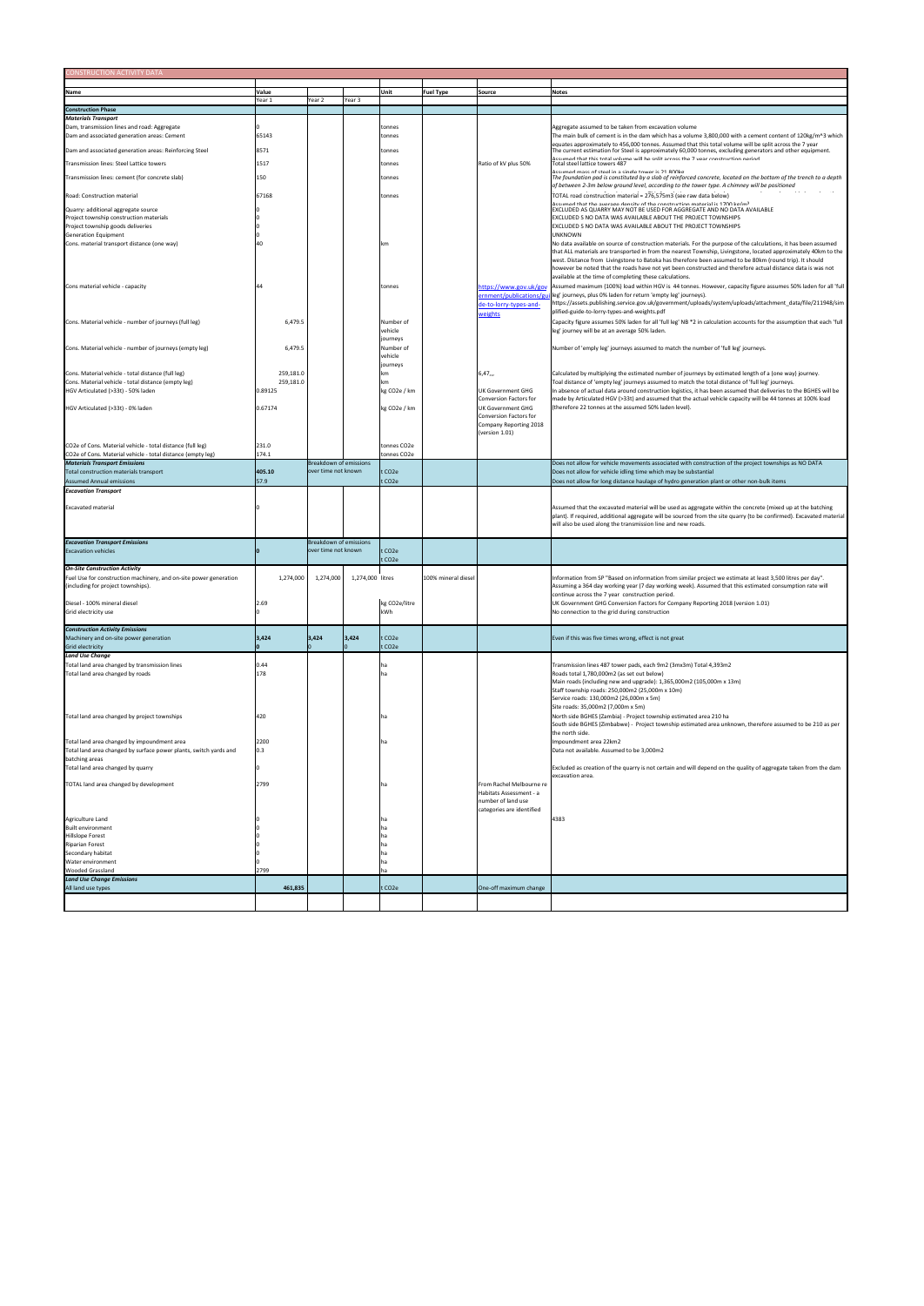## CONSTRUCTION ACTIVITY DATA

| Name | Value | | | Unit | Fuel Type | Source | Notes |
|---|---|---|---|---|---|---|---|
| | Year 1 | Year 2 | Year 3 | | | | |
| **Construction Phase** | | | | | | | |
| ***Materials Transport*** | | | | | | | |
| Dam, transmission lines and road: Aggregate | 0 | | | tonnes | | | Aggregate assumed to be taken from excavation volume |
| Dam and associated generation areas: Cement | 65143 | | | tonnes | | | The main bulk of cement is in the dam which has a volume 3,800,000 with a cement content of 120kg/m^3 which equates approximately to 456,000 tonnes. Assumed that this total volume will be split across the 7 year |
| Dam and associated generation areas: Reinforcing Steel | 8571 | | | tonnes | | | The current estimation for Steel is approximately 60,000 tonnes, excluding generators and other equipment. Assumed that this total volume will be split across the 7 year construction period |
| Transmission lines: Steel Lattice towers | 1517 | | | tonnes | | Ratio of kV plus 50% | Total steel lattice towers 487 Assumed mass of steel in a single tower is 21,800kg |
| Transmission lines: cement (for concrete slab) | 150 | | | tonnes | | | *The foundation pad is constituted by a slab of reinforced concrete, located on the bottom of the trench to a depth of between 2-3m below ground level, according to the tower type. A chimney will be positioned* |
| Road: Construction material | 67168 | | | tonnes | | | TOTAL road construction material = 276,575m3 (see raw data below) Assumed that the average density of the construction material is 1700 kg/m³ |
| Quarry: additional aggregate source | 0 | | | | | | EXCLUDED AS QUARRY MAY NOT BE USED FOR AGGREGATE AND NO DATA AVAILABLE |
| Project township construction materials | 0 | | | | | | EXCLUDED S NO DATA WAS AVAILABLE ABOUT THE PROJECT TOWNSHIPS |
| Project township goods deliveries | 0 | | | | | | EXCLUDED S NO DATA WAS AVAILABLE ABOUT THE PROJECT TOWNSHIPS |
| Generation Equipment | 0 | | | | | | UNKNOWN |
| Cons. material transport distance (one way) | 40 | | | km | | | No data available on source of construction materials. For the purpose of the calculations, it has been assumed that ALL materials are transported in from the nearest Township, Livingstone, located approximately 40km to the west. Distance from Livingstone to Batoka has therefore been assumed to be 80km (round trip). It should however be noted that the roads have not yet been constructed and therefore actual distance data is not available at the time of completing these calculations. |
| Cons material vehicle - capacity | 44 | | | tonnes | | https://www.gov.uk/government/publications/guide-to-lorry-types-and-weights | Assumed maximum (100%) load within HGV is 44 tonnes. However, capacity figure assumes 50% laden for all 'full leg' journeys, plus 0% laden for return 'empty leg' journeys). https://assets.publishing.service.gov.uk/government/uploads/system/uploads/attachment_data/file/211948/simplified-guide-to-lorry-types-and-weights.pdf |
| Cons. Material vehicle - number of journeys (full leg) | 6,479.5 | | | Number of vehicle journeys | | | Capacity figure assumes 50% laden for all 'full leg' NB *2 in calculation accounts for the assumption that each 'full leg' journey will be at an average 50% laden. |
| Cons. Material vehicle - number of journeys (empty leg) | 6,479.5 | | | Number of vehicle journeys | | | Number of 'empty leg' journeys assumed to match the number of 'full leg' journeys. |
| Cons. Material vehicle - total distance (full leg) | 259,181.0 | | | km | | 6,47,,, | Calculated by multiplying the estimated number of journeys by estimated length of a (one way) journey. |
| Cons. Material vehicle - total distance (empty leg) | 259,181.0 | | | km | | | Toal distance of 'empty leg' journeys assumed to match the total distance of 'full leg' journeys. |
| HGV Articulated (>33t) - 50% laden | 0.89125 | | | kg CO2e / km | | UK Government GHG Conversion Factors for | In absence of actual data around construction logistics, it has been assumed that deliveries to the BGHES will be made by Articulated HGV (>33t) and assumed that the actual vehicle capacity will be 44 tonnes at 100% load |
| HGV Articulated (>33t) - 0% laden | 0.67174 | | | kg CO2e / km | | UK Government GHG Conversion Factors for Company Reporting 2018 (version 1.01) | (therefore 22 tonnes at the assumed 50% laden level). |
| CO2e of Cons. Material vehicle - total distance (full leg) | 231.0 | | | tonnes CO2e | | | |
| CO2e of Cons. Material vehicle - total distance (empty leg) | 174.1 | | | tonnes CO2e | | | |
| ***Materials Transport Emissions*** | | Breakdown of emissions over time not known | | | | | Does not allow for vehicle movements associated with construction of the project townships as NO DATA |
| Total construction materials transport | **405.10** | | | t CO2e | | | Does not allow for vehicle idling time which may be substantial |
| Assumed Annual emissions | 57.9 | | | t CO2e | | | Does not allow for long distance haulage of hydro generation plant or other non-bulk items |
| ***Excavation Transport*** | | | | | | | |
| Excavated material | 0 | | | | | | Assumed that the excavated material will be used as aggregate within the concrete (mixed up at the batching plant). If required, additional aggregate will be sourced from the site quarry (to be confirmed). Excavated material will also be used along the transmission line and new roads. |
| ***Excavation Transport Emissions*** | | Breakdown of emissions over time not known | | | | | |
| Excavation vehicles | **0** | | | t CO2e | | | |
| | | | | t CO2e | | | |
| ***On-Site Construction Activity*** | | | | | | | |
| Fuel Use for construction machinery, and on-site power generation (including for project townships). | 1,274,000 | 1,274,000 | 1,274,000 | litres | 100% mineral diesel | | Information from SP "Based on information from similar project we estimate at least 3,500 litres per day". Assuming a 364 day working year (7 day working week). Assumed that this estimated consumption rate will continue across the 7 year construction period. |
| Diesel - 100% mineral diesel | 2.69 | | | kg CO2e/litre | | | UK Government GHG Conversion Factors for Company Reporting 2018 (version 1.01) |
| Grid electricity use | 0 | | | kWh | | | No connection to the grid during construction |
| ***Construction Activity Emissions*** | | | | | | | |
| Machinery and on-site power generation | **3,424** | **3,424** | **3,424** | t CO2e | | | Even if this was five times wrong, effect is not great |
| Grid electricity | **0** | 0 | 0 | t CO2e | | | |
| ***Land Use Change*** | | | | | | | |
| Total land area changed by transmission lines | 0.44 | | | ha | | | Transmission lines 487 tower pads, each 9m2 (3mx3m) Total 4,393m2 |
| Total land area changed by roads | 178 | | | ha | | | Roads total 1,780,000m2 (as set out below) Main roads (including new and upgrade): 1,365,000m2 (105,000m x 13m) Staff township roads: 250,000m2 (25,000m x 10m) Service roads: 130,000m2 (26,000m x 5m) Site roads: 35,000m2 (7,000m x 5m) |
| Total land area changed by project townships | 420 | | | ha | | | North side BGHES (Zambia) - Project township estimated area 210 ha South side BGHES (Zimbabwe) - Project township estimated area unknown, therefore assumed to be 210 as per the north side. |
| Total land area changed by impoundment area | 2200 | | | ha | | | Impoundment area 22km2 |
| Total land area changed by surface power plants, switch yards and batching areas | 0.3 | | | | | | Data not available. Assumed to be 3,000m2 |
| Total land area changed by quarry | 0 | | | | | | Excluded as creation of the quarry is not certain and will depend on the quality of aggregate taken from the dam excavation area. |
| TOTAL land area changed by development | 2799 | | | ha | | From Rachel Melbourne re Habitats Assessment - a number of land use categories are identified | |
| Agriculture Land | 0 | | | ha | | | 4383 |
| Built environment | 0 | | | ha | | | |
| Hillslope Forest | 0 | | | ha | | | |
| Riparian Forest | 0 | | | ha | | | |
| Secondary habitat | 0 | | | ha | | | |
| Water environment | 0 | | | ha | | | |
| Wooded Grassland | 2799 | | | ha | | | |
| ***Land Use Change Emissions*** | | | | | | | |
| All land use types | **461,835** | | | t CO2e | | One-off maximum change | |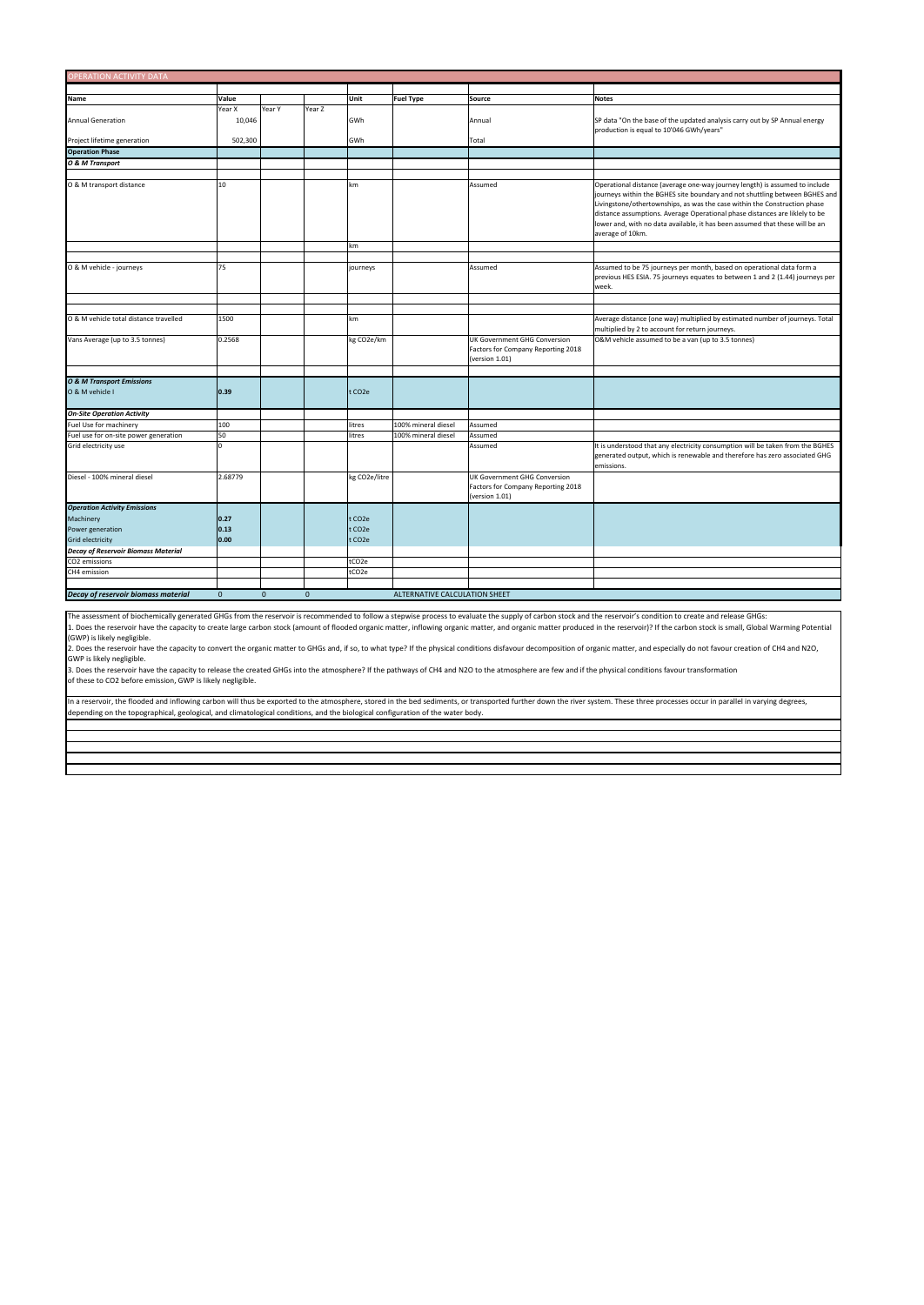## OPERATION ACTIVITY DATA

| Name | Value | | | Unit | Fuel Type | Source | Notes |
|---|---|---|---|---|---|---|---|
| | Year X | Year Y | Year Z | | | | |
| Annual Generation | 10,046 | | | GWh | | Annual | SP data "On the base of the updated analysis carry out by SP Annual energy production is equal to 10'046 GWh/years" |
| Project lifetime generation | 502,300 | | | GWh | | Total | |
| **Operation Phase** | | | | | | | |
| ***O & M Transport*** | | | | | | | |
| O & M transport distance | 10 | | | km | | Assumed | Operational distance (average one-way journey length) is assumed to include journeys within the BGHES site boundary and not shuttling between BGHES and Livingstone/othertownships, as was the case within the Construction phase distance assumptions. Average Operational phase distances are liklely to be lower and, with no data available, it has been assumed that these will be an average of 10km. |
| | | | | km | | | |
| O & M vehicle - journeys | 75 | | | journeys | | Assumed | Assumed to be 75 journeys per month, based on operational data form a previous HES ESIA. 75 journeys equates to between 1 and 2 (1.44) journeys per week. |
| O & M vehicle total distance travelled | 1500 | | | km | | | Average distance (one way) multiplied by estimated number of journeys. Total multiplied by 2 to account for return journeys. |
| Vans Average (up to 3.5 tonnes) | 0.2568 | | | kg $CO_2e$/km | | UK Government GHG Conversion Factors for Company Reporting 2018 (version 1.01) | O&M vehicle assumed to be a van (up to 3.5 tonnes) |
| ***O & M Transport Emissions*** | | | | | | | |
| O & M vehicle I | **0.39** | | | t $CO_2e$ | | | |
| ***On-Site Operation Activity*** | | | | | | | |
| Fuel Use for machinery | 100 | | | litres | 100% mineral diesel | Assumed | |
| Fuel use for on-site power generation | 50 | | | litres | 100% mineral diesel | Assumed | |
| Grid electricity use | 0 | | | | | Assumed | It is understood that any electricity consumption will be taken from the BGHES generated output, which is renewable and therefore has zero associated GHG emissions. |
| Diesel - 100% mineral diesel | 2.68779 | | | kg $CO_2e$/litre | | UK Government GHG Conversion Factors for Company Reporting 2018 (version 1.01) | |
| ***Operation Activity Emissions*** | | | | | | | |
| Machinery | **0.27** | | | t $CO_2e$ | | | |
| Power generation | **0.13** | | | t $CO_2e$ | | | |
| Grid electricity | **0.00** | | | t $CO_2e$ | | | |
| ***Decay of Reservoir Biomass Material*** | | | | | | | |
| $CO_2$ emissions | | | | t$CO_2e$ | | | |
| $CH_4$ emission | | | | t$CO_2e$ | | | |
| ***Decay of reservoir biomass material*** | 0 | 0 | 0 | | ALTERNATIVE CALCULATION SHEET | | |

The assessment of biochemically generated GHGs from the reservoir is recommended to follow a stepwise process to evaluate the supply of carbon stock and the reservoir's condition to create and release GHGs:

1. Does the reservoir have the capacity to create large carbon stock (amount of flooded organic matter, inflowing organic matter, and organic matter produced in the reservoir)? If the carbon stock is small, Global Warming Potential (GWP) is likely negligible.

2. Does the reservoir have the capacity to convert the organic matter to GHGs and, if so, to what type? If the physical conditions disfavour decomposition of organic matter, and especially do not favour creation of $CH_4$ and $N_2O$, GWP is likely negligible.

3. Does the reservoir have the capacity to release the created GHGs into the atmosphere? If the pathways of $CH_4$ and $N_2O$ to the atmosphere are few and if the physical conditions favour transformation of these to $CO_2$ before emission, GWP is likely negligible.

In a reservoir, the flooded and inflowing carbon will thus be exported to the atmosphere, stored in the bed sediments, or transported further down the river system. These three processes occur in parallel in varying degrees, depending on the topographical, geological, and climatological conditions, and the biological configuration of the water body.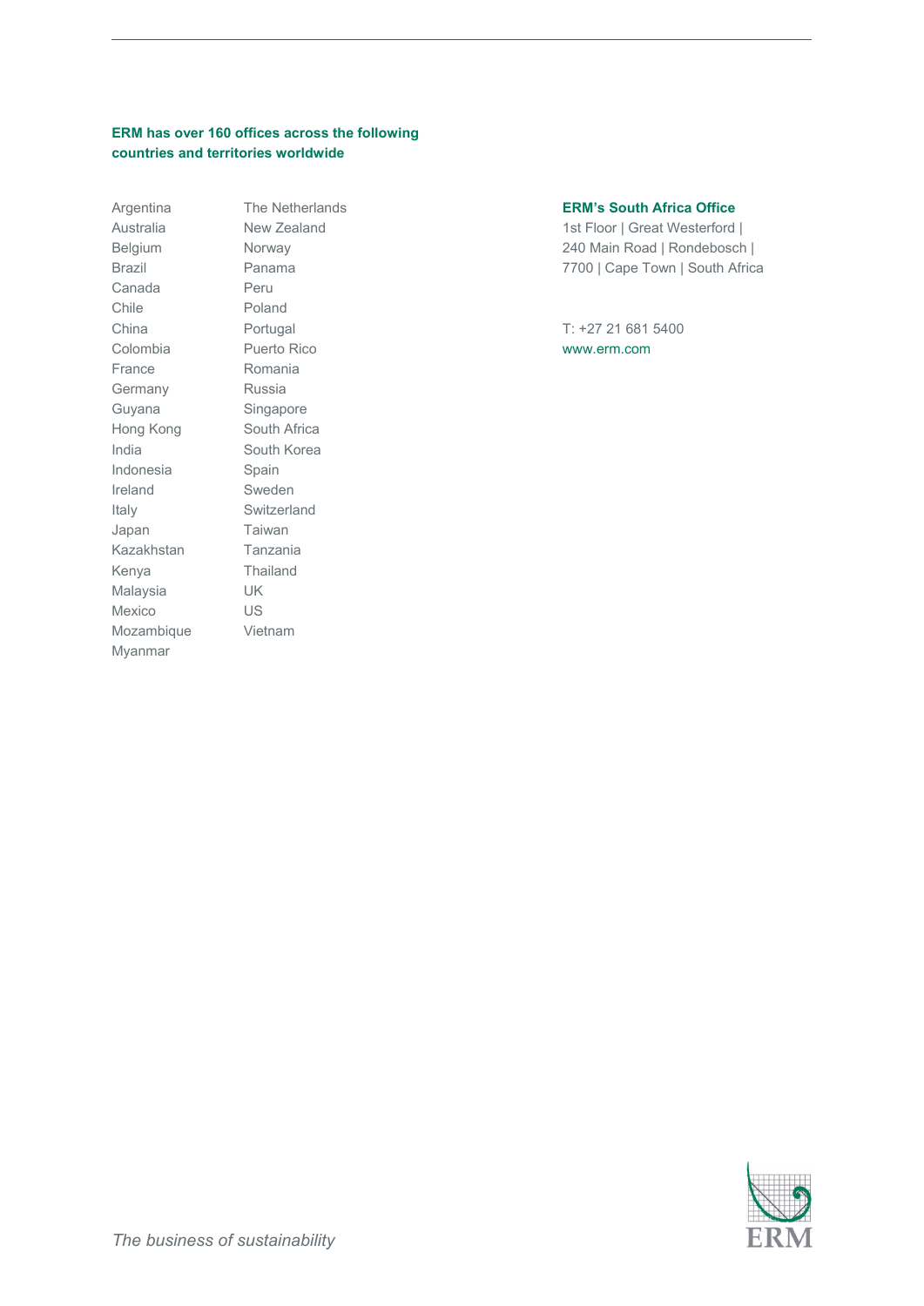**ERM has over 160 offices across the following countries and territories worldwide**

Argentina
Australia
Belgium
Brazil
Canada
Chile
China
Colombia
France
Germany
Guyana
Hong Kong
India
Indonesia
Ireland
Italy
Japan
Kazakhstan
Kenya
Malaysia
Mexico
Mozambique
Myanmar
The Netherlands
New Zealand
Norway
Panama
Peru
Poland
Portugal
Puerto Rico
Romania
Russia
Singapore
South Africa
South Korea
Spain
Sweden
Switzerland
Taiwan
Tanzania
Thailand
UK
US
Vietnam

**ERM's South Africa Office**

1st Floor | Great Westerford |
240 Main Road | Rondebosch |
7700 | Cape Town | South Africa

T: +27 21 681 5400
www.erm.com

*The business of sustainability*

ERM